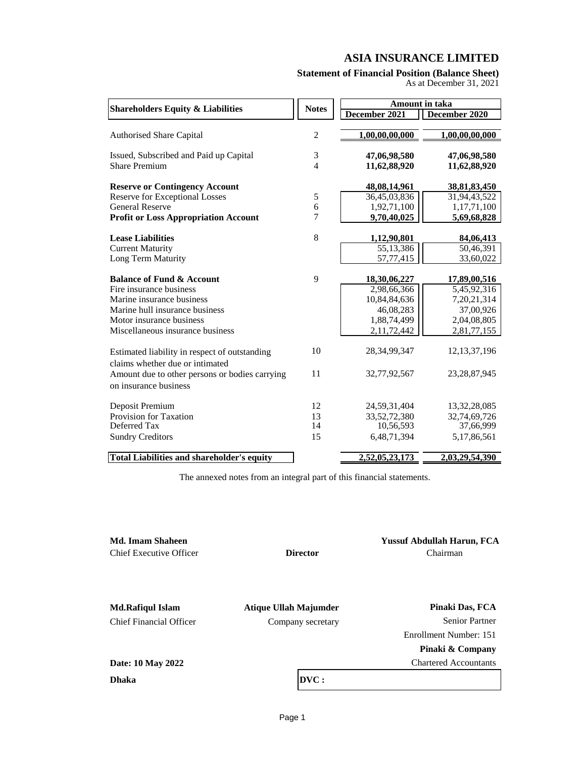# ASIA INSURANCE LIMITED

**Statement of Financial Position (Balance Sheet)**

As at December 31, 2021

| Shareholders Equity & Liabilities | Notes | Amount in taka | |
|---|---|---|---|
| | | December 2021 | December 2020 |
| Authorised Share Capital | 2 | 1,00,00,00,000 | 1,00,00,00,000 |
| Issued, Subscribed and Paid up Capital | 3 | **47,06,98,580** | **47,06,98,580** |
| Share Premium | 4 | **11,62,88,920** | **11,62,88,920** |
| **Reserve or Contingency Account** | | **48,08,14,961** | **38,81,83,450** |
| Reserve for Exceptional Losses | 5 | 36,45,03,836 | 31,94,43,522 |
| General Reserve | 6 | 1,92,71,100 | 1,17,71,100 |
| **Profit or Loss Appropriation Account** | 7 | **9,70,40,025** | **5,69,68,828** |
| **Lease Liabilities** | 8 | **1,12,90,801** | **84,06,413** |
| Current Maturity | | 55,13,386 | 50,46,391 |
| Long Term Maturity | | 57,77,415 | 33,60,022 |
| **Balance of Fund & Account** | 9 | **18,30,06,227** | **17,89,00,516** |
| Fire insurance business | | 2,98,66,366 | 5,45,92,316 |
| Marine insurance business | | 10,84,84,636 | 7,20,21,314 |
| Marine hull insurance business | | 46,08,283 | 37,00,926 |
| Motor insurance business | | 1,88,74,499 | 2,04,08,805 |
| Miscellaneous insurance business | | 2,11,72,442 | 2,81,77,155 |
| Estimated liability in respect of outstanding claims whether due or intimated | 10 | 28,34,99,347 | 12,13,37,196 |
| Amount due to other persons or bodies carrying on insurance business | 11 | 32,77,92,567 | 23,28,87,945 |
| Deposit Premium | 12 | 24,59,31,404 | 13,32,28,085 |
| Provision for Taxation | 13 | 33,52,72,380 | 32,74,69,726 |
| Deferred Tax | 14 | 10,56,593 | 37,66,999 |
| Sundry Creditors | 15 | 6,48,71,394 | 5,17,86,561 |
| **Total Liabilities and shareholder's equity** | | **2,52,05,23,173** | **2,03,29,54,390** |

The annexed notes from an integral part of this financial statements.

**Md. Imam Shaheen**
Chief Executive Officer

**Director**

**Yussuf Abdullah Harun, FCA**
Chairman

**Md.Rafiqul Islam**
Chief Financial Officer

**Atique Ullah Majumder**
Company secretary

**Pinaki Das, FCA**
Senior Partner
Enrollment Number: 151
**Pinaki & Company**
Chartered Accountants

**Date: 10 May 2022**

**Dhaka**

**DVC :**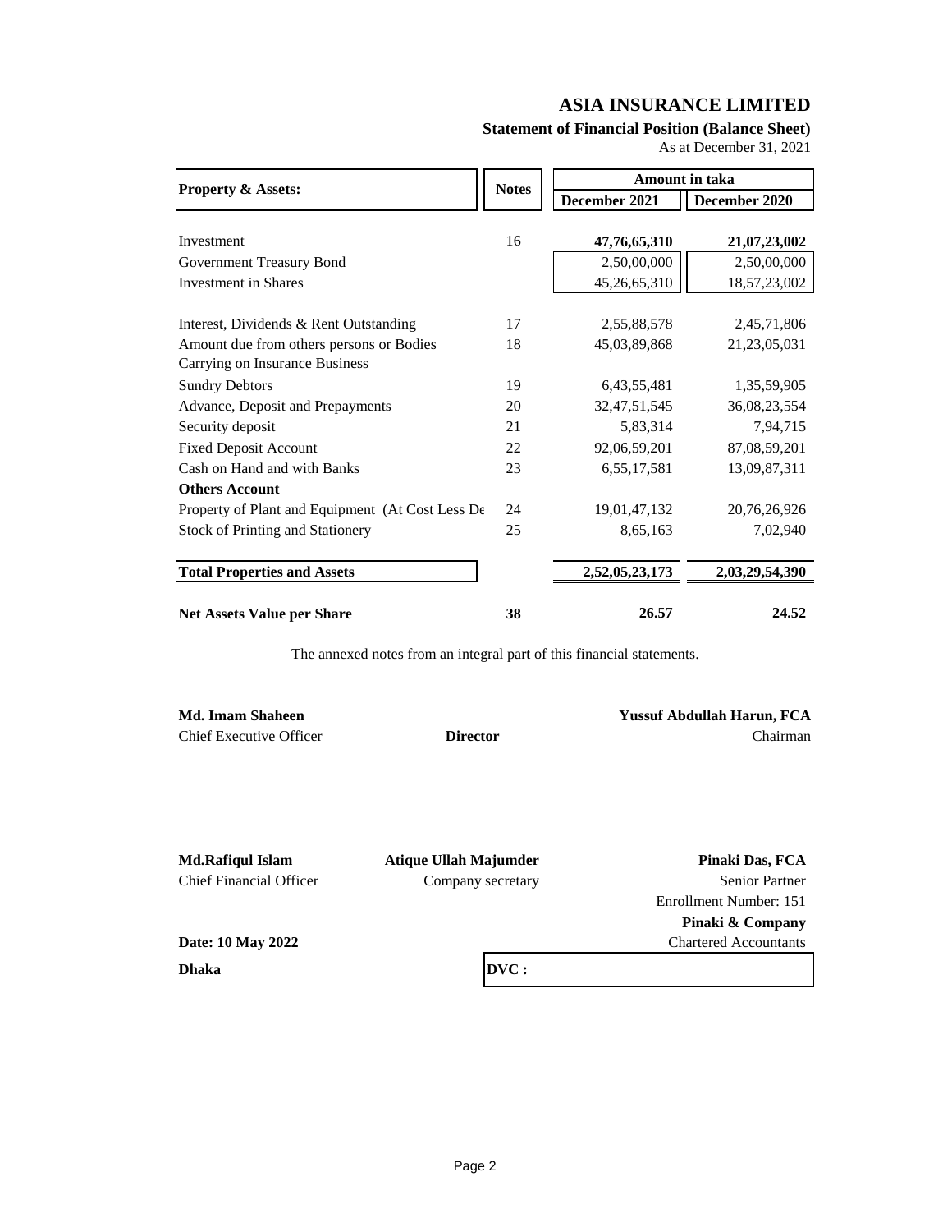# ASIA INSURANCE LIMITED

**Statement of Financial Position (Balance Sheet)**

As at December 31, 2021

| Property & Assets: | Notes | Amount in taka | |
|---|---|---|---|
| | | December 2021 | December 2020 |
| Investment | 16 | **47,76,65,310** | **21,07,23,002** |
| Government Treasury Bond | | 2,50,00,000 | 2,50,00,000 |
| Investment in Shares | | 45,26,65,310 | 18,57,23,002 |
| Interest, Dividends & Rent Outstanding | 17 | 2,55,88,578 | 2,45,71,806 |
| Amount due from others persons or Bodies Carrying on Insurance Business | 18 | 45,03,89,868 | 21,23,05,031 |
| Sundry Debtors | 19 | 6,43,55,481 | 1,35,59,905 |
| Advance, Deposit and Prepayments | 20 | 32,47,51,545 | 36,08,23,554 |
| Security deposit | 21 | 5,83,314 | 7,94,715 |
| Fixed Deposit Account | 22 | 92,06,59,201 | 87,08,59,201 |
| Cash on Hand and with Banks | 23 | 6,55,17,581 | 13,09,87,311 |
| **Others Account** | | | |
| Property of Plant and Equipment (At Cost Less De | 24 | 19,01,47,132 | 20,76,26,926 |
| Stock of Printing and Stationery | 25 | 8,65,163 | 7,02,940 |
| **Total Properties and Assets** | | **2,52,05,23,173** | **2,03,29,54,390** |
| **Net Assets Value per Share** | **38** | **26.57** | **24.52** |

The annexed notes from an integral part of this financial statements.

**Md. Imam Shaheen**
Chief Executive Officer

**Director**

**Yussuf Abdullah Harun, FCA**
Chairman

**Md.Rafiqul Islam**
Chief Financial Officer

**Atique Ullah Majumder**
Company secretary

**Pinaki Das, FCA**
Senior Partner
Enrollment Number: 151
**Pinaki & Company**
Chartered Accountants

**Date: 10 May 2022**

**Dhaka**

**DVC :**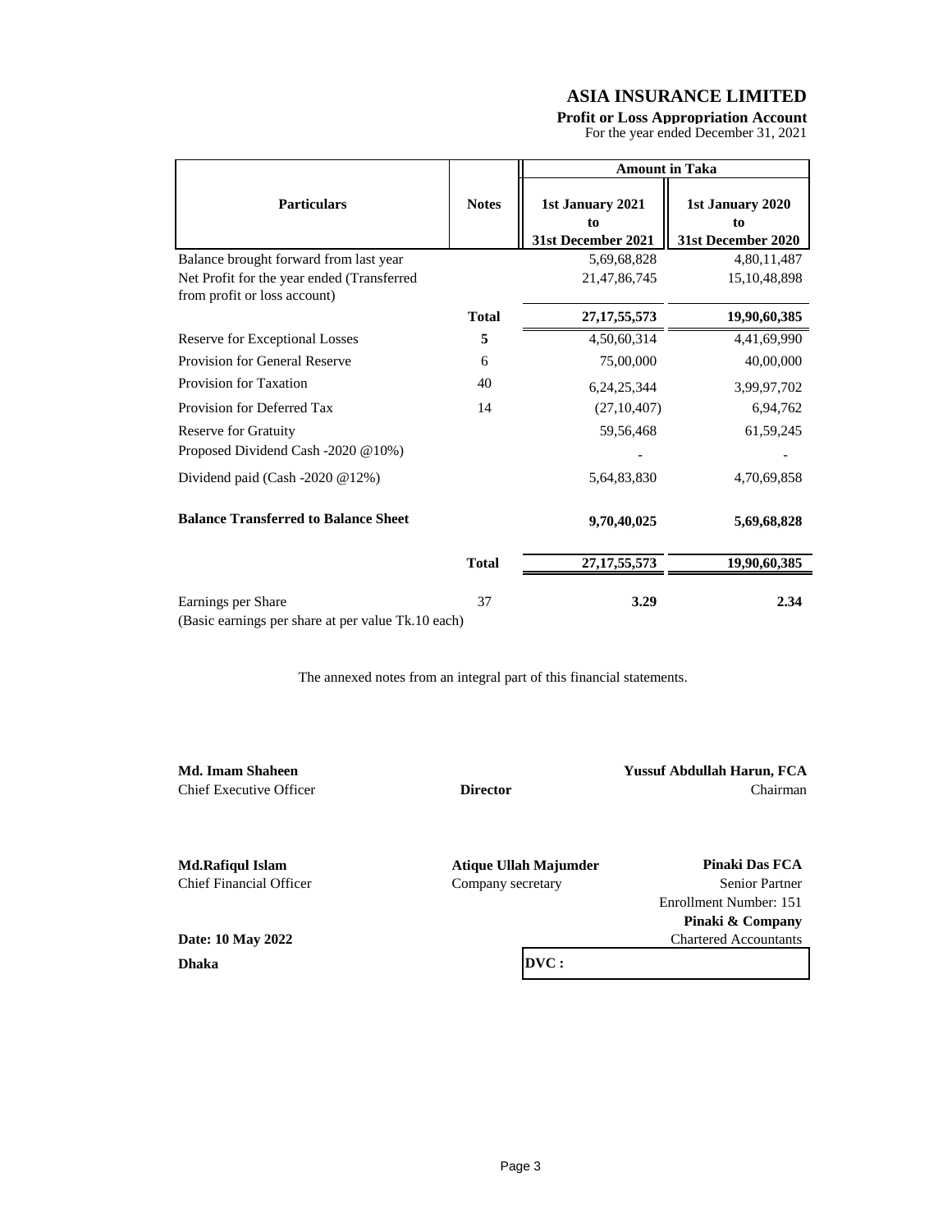# ASIA INSURANCE LIMITED

**Profit or Loss Appropriation Account**

For the year ended December 31, 2021

| Particulars | Notes | Amount in Taka | |
|---|---|---|---|
| | | **1st January 2021 to 31st December 2021** | **1st January 2020 to 31st December 2020** |
| Balance brought forward from last year | | 5,69,68,828 | 4,80,11,487 |
| Net Profit for the year ended (Transferred from profit or loss account) | | 21,47,86,745 | 15,10,48,898 |
| | **Total** | **27,17,55,573** | **19,90,60,385** |
| Reserve for Exceptional Losses | **5** | 4,50,60,314 | 4,41,69,990 |
| Provision for General Reserve | 6 | 75,00,000 | 40,00,000 |
| Provision for Taxation | 40 | 6,24,25,344 | 3,99,97,702 |
| Provision for Deferred Tax | 14 | (27,10,407) | 6,94,762 |
| Reserve for Gratuity | | 59,56,468 | 61,59,245 |
| Proposed Dividend Cash -2020 @10%) | | - | - |
| Dividend paid (Cash -2020 @12%) | | 5,64,83,830 | 4,70,69,858 |
| **Balance Transferred to Balance Sheet** | | **9,70,40,025** | **5,69,68,828** |
| | **Total** | **27,17,55,573** | **19,90,60,385** |
| Earnings per Share<br>(Basic earnings per share at per value Tk.10 each) | 37 | **3.29** | **2.34** |

The annexed notes from an integral part of this financial statements.

**Md. Imam Shaheen**
Chief Executive Officer

**Director**

**Yussuf Abdullah Harun, FCA**
Chairman

**Md.Rafiqul Islam**
Chief Financial Officer

**Atique Ullah Majumder**
Company secretary

**Pinaki Das FCA**
Senior Partner
Enrollment Number: 151
**Pinaki & Company**
Chartered Accountants

**Date: 10 May 2022**

**Dhaka**

**DVC :**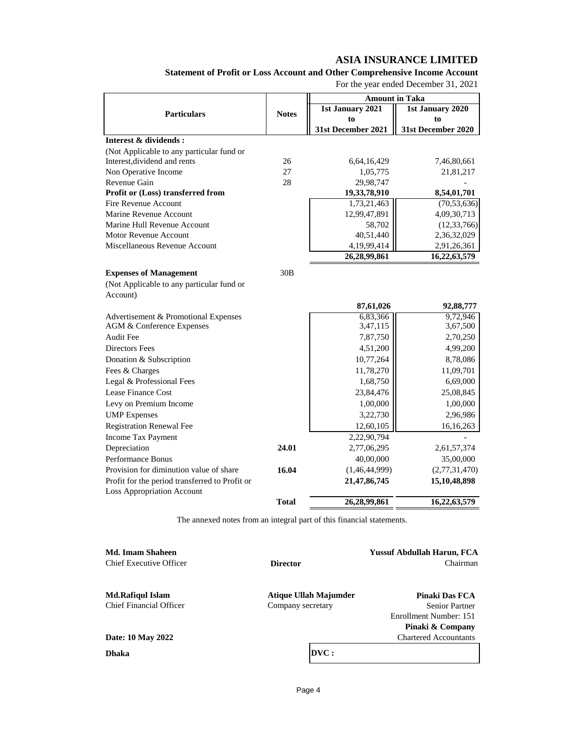# ASIA INSURANCE LIMITED

## Statement of Profit or Loss Account and Other Comprehensive Income Account

For the year ended December 31, 2021

| Particulars | Notes | Amount in Taka | |
|---|---|---|---|
| | | 1st January 2021 to 31st December 2021 | 1st January 2020 to 31st December 2020 |
| **Interest & dividends :** | | | |
| (Not Applicable to any particular fund or | | | |
| Interest,dividend and rents | 26 | 6,64,16,429 | 7,46,80,661 |
| Non Operative Income | 27 | 1,05,775 | 21,81,217 |
| Revenue Gain | 28 | 29,98,747 | - |
| **Profit or (Loss) transferred from** | | **19,33,78,910** | **8,54,01,701** |
| Fire Revenue Account | | 1,73,21,463 | (70,53,636) |
| Marine Revenue Account | | 12,99,47,891 | 4,09,30,713 |
| Marine Hull Revenue Account | | 58,702 | (12,33,766) |
| Motor Revenue Account | | 40,51,440 | 2,36,32,029 |
| Miscellaneous Revenue Account | | 4,19,99,414 | 2,91,26,361 |
| | | **26,28,99,861** | **16,22,63,579** |
| **Expenses of Management** | 30B | | |
| (Not Applicable to any particular fund or Account) | | | |
| | | **87,61,026** | **92,88,777** |
| Advertisement & Promotional Expenses | | 6,83,366 | 9,72,946 |
| AGM & Conference Expenses | | 3,47,115 | 3,67,500 |
| Audit Fee | | 7,87,750 | 2,70,250 |
| Directors Fees | | 4,51,200 | 4,99,200 |
| Donation & Subscription | | 10,77,264 | 8,78,086 |
| Fees & Charges | | 11,78,270 | 11,09,701 |
| Legal & Professional Fees | | 1,68,750 | 6,69,000 |
| Lease Finance Cost | | 23,84,476 | 25,08,845 |
| Levy on Premium Income | | 1,00,000 | 1,00,000 |
| UMP Expenses | | 3,22,730 | 2,96,986 |
| Registration Renewal Fee | | 12,60,105 | 16,16,263 |
| Income Tax Payment | | 2,22,90,794 | - |
| Depreciation | **24.01** | 2,77,06,295 | 2,61,57,374 |
| Performance Bonus | | 40,00,000 | 35,00,000 |
| Provision for diminution value of share | **16.04** | (1,46,44,999) | (2,77,31,470) |
| Profit for the period transferred to Profit or Loss Appropriation Account | | **21,47,86,745** | **15,10,48,898** |
| | **Total** | **26,28,99,861** | **16,22,63,579** |

The annexed notes from an integral part of this financial statements.

| | | |
|---|---|---|
| **Md. Imam Shaheen** | | **Yussuf Abdullah Harun, FCA** |
| Chief Executive Officer | **Director** | Chairman |
| **Md.Rafiqul Islam** | **Atique Ullah Majumder** | **Pinaki Das FCA** |
| Chief Financial Officer | Company secretary | Senior Partner |
| | | Enrollment Number: 151 |
| | | **Pinaki & Company** |
| **Date: 10 May 2022** | | Chartered Accountants |
| **Dhaka** | **DVC :** | |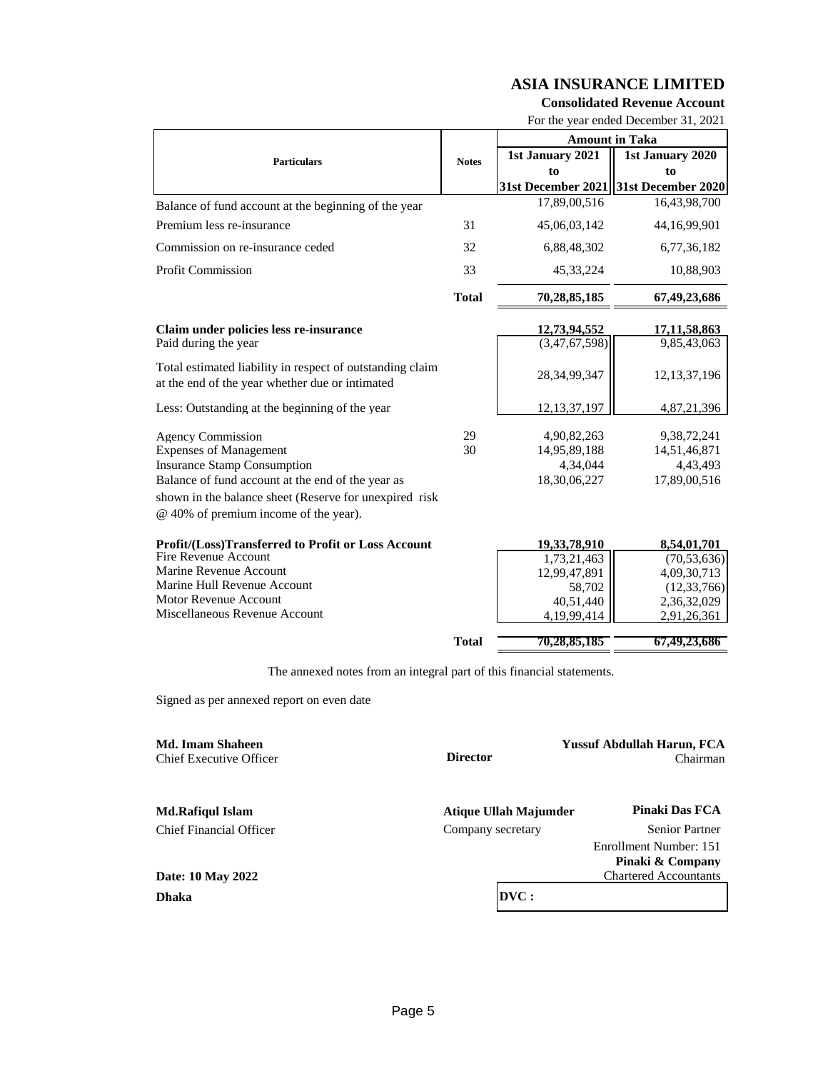# ASIA INSURANCE LIMITED

**Consolidated Revenue Account**

For the year ended December 31, 2021

| Particulars | Notes | Amount in Taka 1st January 2021 to 31st December 2021 | 1st January 2020 to 31st December 2020 |
|---|---|---|---|
| Balance of fund account at the beginning of the year | | 17,89,00,516 | 16,43,98,700 |
| Premium less re-insurance | 31 | 45,06,03,142 | 44,16,99,901 |
| Commission on re-insurance ceded | 32 | 6,88,48,302 | 6,77,36,182 |
| Profit Commission | 33 | 45,33,224 | 10,88,903 |
| | **Total** | **70,28,85,185** | **67,49,23,686** |
| **Claim under policies less re-insurance** | | **12,73,94,552** | **17,11,58,863** |
| Paid during the year | | (3,47,67,598) | 9,85,43,063 |
| Total estimated liability in respect of outstanding claim at the end of the year whether due or intimated | | 28,34,99,347 | 12,13,37,196 |
| Less: Outstanding at the beginning of the year | | 12,13,37,197 | 4,87,21,396 |
| Agency Commission | 29 | 4,90,82,263 | 9,38,72,241 |
| Expenses of Management | 30 | 14,95,89,188 | 14,51,46,871 |
| Insurance Stamp Consumption | | 4,34,044 | 4,43,493 |
| Balance of fund account at the end of the year as shown in the balance sheet (Reserve for unexpired risk @ 40% of premium income of the year). | | 18,30,06,227 | 17,89,00,516 |
| **Profit/(Loss)Transferred to Profit or Loss Account** | | **19,33,78,910** | **8,54,01,701** |
| Fire Revenue Account | | 1,73,21,463 | (70,53,636) |
| Marine Revenue Account | | 12,99,47,891 | 4,09,30,713 |
| Marine Hull Revenue Account | | 58,702 | (12,33,766) |
| Motor Revenue Account | | 40,51,440 | 2,36,32,029 |
| Miscellaneous Revenue Account | | 4,19,99,414 | 2,91,26,361 |
| | **Total** | **70,28,85,185** | **67,49,23,686** |

The annexed notes from an integral part of this financial statements.

Signed as per annexed report on even date

**Md. Imam Shaheen**
Chief Executive Officer

**Director**

**Yussuf Abdullah Harun, FCA**
Chairman

**Md.Rafiqul Islam**
Chief Financial Officer

**Atique Ullah Majumder**
Company secretary

**Pinaki Das FCA**
Senior Partner
Enrollment Number: 151
**Pinaki & Company**
Chartered Accountants

**Date: 10 May 2022**

**Dhaka**

**DVC :**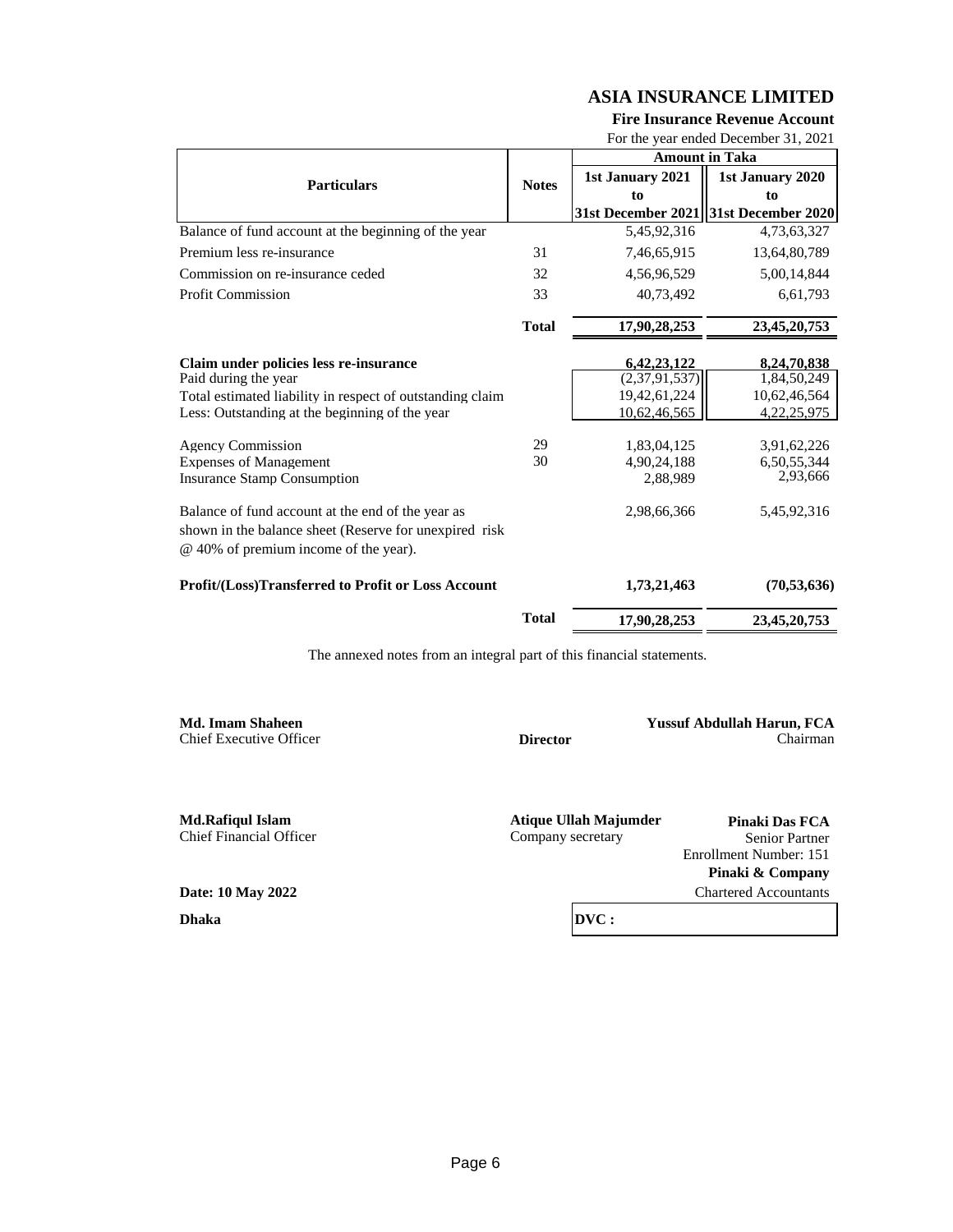# ASIA INSURANCE LIMITED

## Fire Insurance Revenue Account

For the year ended December 31, 2021

| Particulars | Notes | Amount in Taka | |
|---|---|---|---|
| | | 1st January 2021 to 31st December 2021 | 1st January 2020 to 31st December 2020 |
| Balance of fund account at the beginning of the year | | 5,45,92,316 | 4,73,63,327 |
| Premium less re-insurance | 31 | 7,46,65,915 | 13,64,80,789 |
| Commission on re-insurance ceded | 32 | 4,56,96,529 | 5,00,14,844 |
| Profit Commission | 33 | 40,73,492 | 6,61,793 |
| | **Total** | **17,90,28,253** | **23,45,20,753** |
| **Claim under policies less re-insurance** | | **6,42,23,122** | **8,24,70,838** |
| Paid during the year | | (2,37,91,537) | 1,84,50,249 |
| Total estimated liability in respect of outstanding claim | | 19,42,61,224 | 10,62,46,564 |
| Less: Outstanding at the beginning of the year | | 10,62,46,565 | 4,22,25,975 |
| Agency Commission | 29 | 1,83,04,125 | 3,91,62,226 |
| Expenses of Management | 30 | 4,90,24,188 | 6,50,55,344 |
| Insurance Stamp Consumption | | 2,88,989 | 2,93,666 |
| Balance of fund account at the end of the year as shown in the balance sheet (Reserve for unexpired risk @ 40% of premium income of the year). | | 2,98,66,366 | 5,45,92,316 |
| **Profit/(Loss)Transferred to Profit or Loss Account** | | **1,73,21,463** | **(70,53,636)** |
| | **Total** | **17,90,28,253** | **23,45,20,753** |

The annexed notes from an integral part of this financial statements.

**Md. Imam Shaheen**
Chief Executive Officer

**Director**

**Yussuf Abdullah Harun, FCA**
Chairman

**Md.Rafiqul Islam**
Chief Financial Officer

**Atique Ullah Majumder**
Company secretary

**Pinaki Das FCA**
Senior Partner
Enrollment Number: 151
**Pinaki & Company**
Chartered Accountants

**Date: 10 May 2022**

**Dhaka**

**DVC :**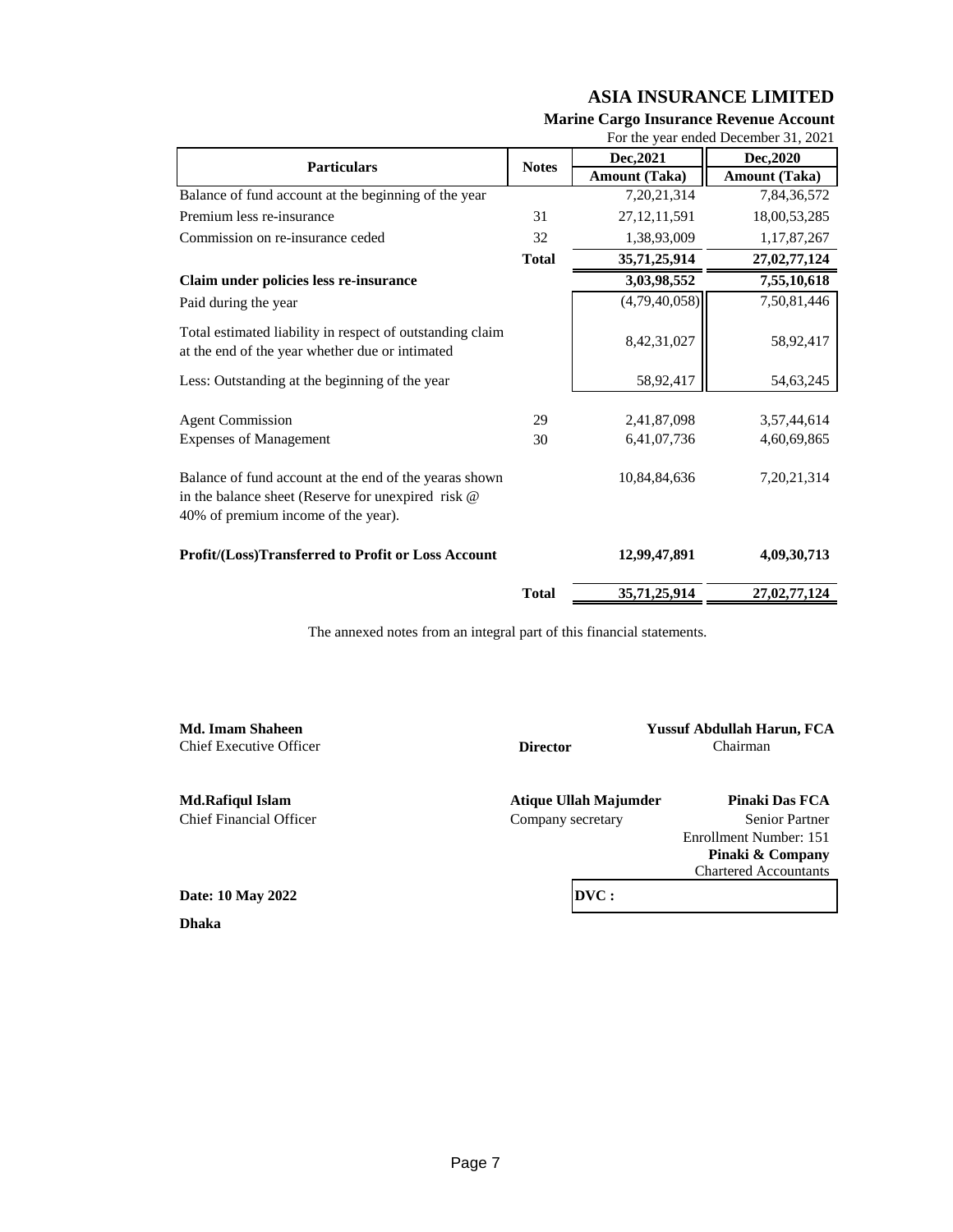# ASIA INSURANCE LIMITED

## Marine Cargo Insurance Revenue Account

For the year ended December 31, 2021

| Particulars | Notes | Dec,2021 Amount (Taka) | Dec,2020 Amount (Taka) |
|---|---|---|---|
| Balance of fund account at the beginning of the year | | 7,20,21,314 | 7,84,36,572 |
| Premium less re-insurance | 31 | 27,12,11,591 | 18,00,53,285 |
| Commission on re-insurance ceded | 32 | 1,38,93,009 | 1,17,87,267 |
| | **Total** | **35,71,25,914** | **27,02,77,124** |
| **Claim under policies less re-insurance** | | **3,03,98,552** | **7,55,10,618** |
| Paid during the year | | (4,79,40,058) | 7,50,81,446 |
| Total estimated liability in respect of outstanding claim at the end of the year whether due or intimated | | 8,42,31,027 | 58,92,417 |
| Less: Outstanding at the beginning of the year | | 58,92,417 | 54,63,245 |
| Agent Commission | 29 | 2,41,87,098 | 3,57,44,614 |
| Expenses of Management | 30 | 6,41,07,736 | 4,60,69,865 |
| Balance of fund account at the end of the yearas shown in the balance sheet (Reserve for unexpired risk @ 40% of premium income of the year). | | 10,84,84,636 | 7,20,21,314 |
| **Profit/(Loss)Transferred to Profit or Loss Account** | | **12,99,47,891** | **4,09,30,713** |
| | **Total** | **35,71,25,914** | **27,02,77,124** |

The annexed notes from an integral part of this financial statements.

**Md. Imam Shaheen**
Chief Executive Officer

**Director**

**Yussuf Abdullah Harun, FCA**
Chairman

**Md.Rafiqul Islam**
Chief Financial Officer

**Atique Ullah Majumder**
Company secretary

**Pinaki Das FCA**
Senior Partner
Enrollment Number: 151
**Pinaki & Company**
Chartered Accountants

**Date: 10 May 2022**

**DVC :**

**Dhaka**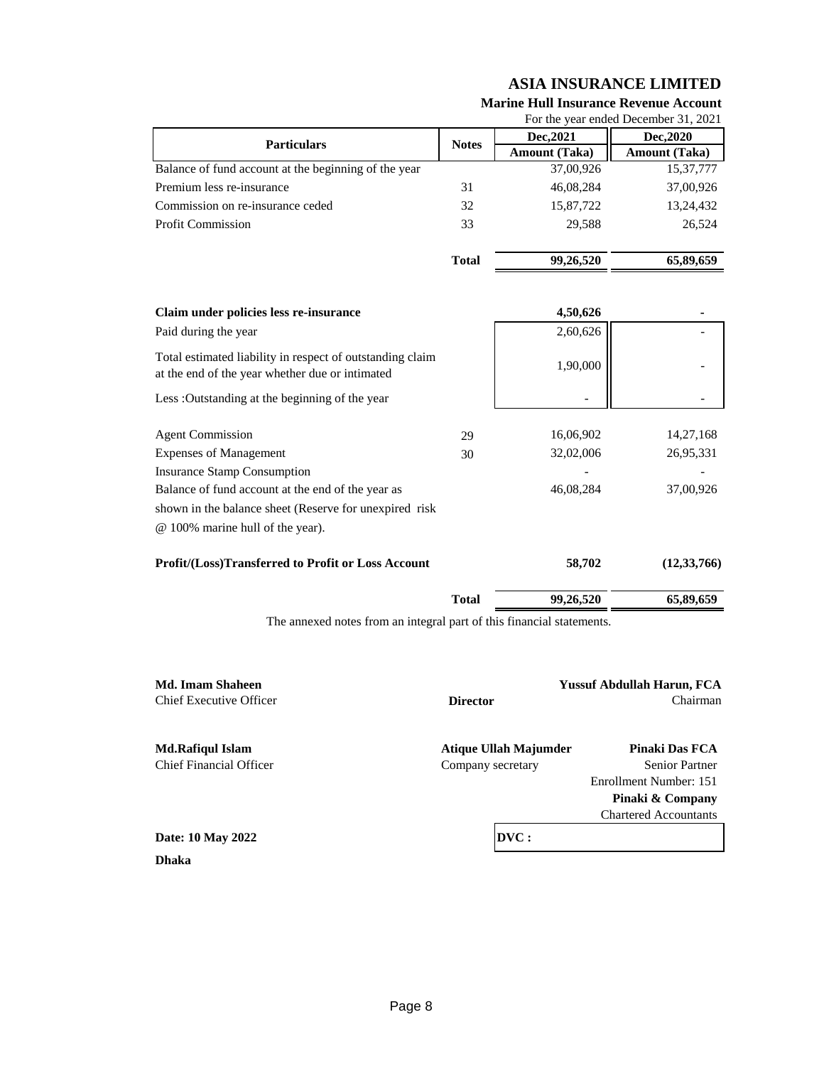# ASIA INSURANCE LIMITED

## Marine Hull Insurance Revenue Account

For the year ended December 31, 2021

| Particulars | Notes | Dec,2021 Amount (Taka) | Dec,2020 Amount (Taka) |
|---|---|---|---|
| Balance of fund account at the beginning of the year | | 37,00,926 | 15,37,777 |
| Premium less re-insurance | 31 | 46,08,284 | 37,00,926 |
| Commission on re-insurance ceded | 32 | 15,87,722 | 13,24,432 |
| Profit Commission | 33 | 29,588 | 26,524 |
| | **Total** | **99,26,520** | **65,89,659** |
| **Claim under policies less re-insurance** | | **4,50,626** | **-** |
| Paid during the year | | 2,60,626 | - |
| Total estimated liability in respect of outstanding claim at the end of the year whether due or intimated | | 1,90,000 | - |
| Less :Outstanding at the beginning of the year | | - | - |
| Agent Commission | 29 | 16,06,902 | 14,27,168 |
| Expenses of Management | 30 | 32,02,006 | 26,95,331 |
| Insurance Stamp Consumption | | - | - |
| Balance of fund account at the end of the year as shown in the balance sheet (Reserve for unexpired risk @ 100% marine hull of the year). | | 46,08,284 | 37,00,926 |
| **Profit/(Loss)Transferred to Profit or Loss Account** | | **58,702** | **(12,33,766)** |
| | **Total** | **99,26,520** | **65,89,659** |

The annexed notes from an integral part of this financial statements.

**Md. Imam Shaheen**
Chief Executive Officer

**Director**

**Yussuf Abdullah Harun, FCA**
Chairman

**Md.Rafiqul Islam**
Chief Financial Officer

**Atique Ullah Majumder**
Company secretary

**Pinaki Das FCA**
Senior Partner
Enrollment Number: 151
**Pinaki & Company**
Chartered Accountants

**Date: 10 May 2022**

**Dhaka**

**DVC :**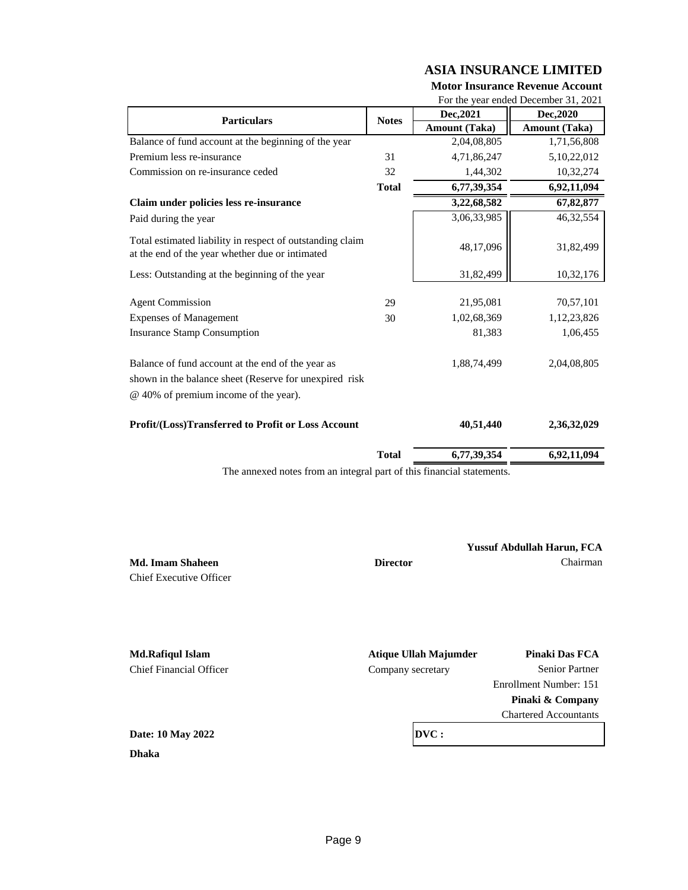# ASIA INSURANCE LIMITED

**Motor Insurance Revenue Account**

For the year ended December 31, 2021

| Particulars | Notes | Dec,2021 Amount (Taka) | Dec,2020 Amount (Taka) |
|---|---|---|---|
| Balance of fund account at the beginning of the year | | 2,04,08,805 | 1,71,56,808 |
| Premium less re-insurance | 31 | 4,71,86,247 | 5,10,22,012 |
| Commission on re-insurance ceded | 32 | 1,44,302 | 10,32,274 |
| | **Total** | **6,77,39,354** | **6,92,11,094** |
| **Claim under policies less re-insurance** | | **3,22,68,582** | **67,82,877** |
| Paid during the year | | 3,06,33,985 | 46,32,554 |
| Total estimated liability in respect of outstanding claim at the end of the year whether due or intimated | | 48,17,096 | 31,82,499 |
| Less: Outstanding at the beginning of the year | | 31,82,499 | 10,32,176 |
| Agent Commission | 29 | 21,95,081 | 70,57,101 |
| Expenses of Management | 30 | 1,02,68,369 | 1,12,23,826 |
| Insurance Stamp Consumption | | 81,383 | 1,06,455 |
| Balance of fund account at the end of the year as shown in the balance sheet (Reserve for unexpired risk @ 40% of premium income of the year). | | 1,88,74,499 | 2,04,08,805 |
| **Profit/(Loss)Transferred to Profit or Loss Account** | | **40,51,440** | **2,36,32,029** |
| | **Total** | **6,77,39,354** | **6,92,11,094** |

The annexed notes from an integral part of this financial statements.

**Md. Imam Shaheen**
Chief Executive Officer

**Director**

**Yussuf Abdullah Harun, FCA**
Chairman

**Md.Rafiqul Islam**
Chief Financial Officer

**Atique Ullah Majumder**
Company secretary

**Pinaki Das FCA**
Senior Partner
Enrollment Number: 151
**Pinaki & Company**
Chartered Accountants

**Date: 10 May 2022**

**Dhaka**

**DVC :**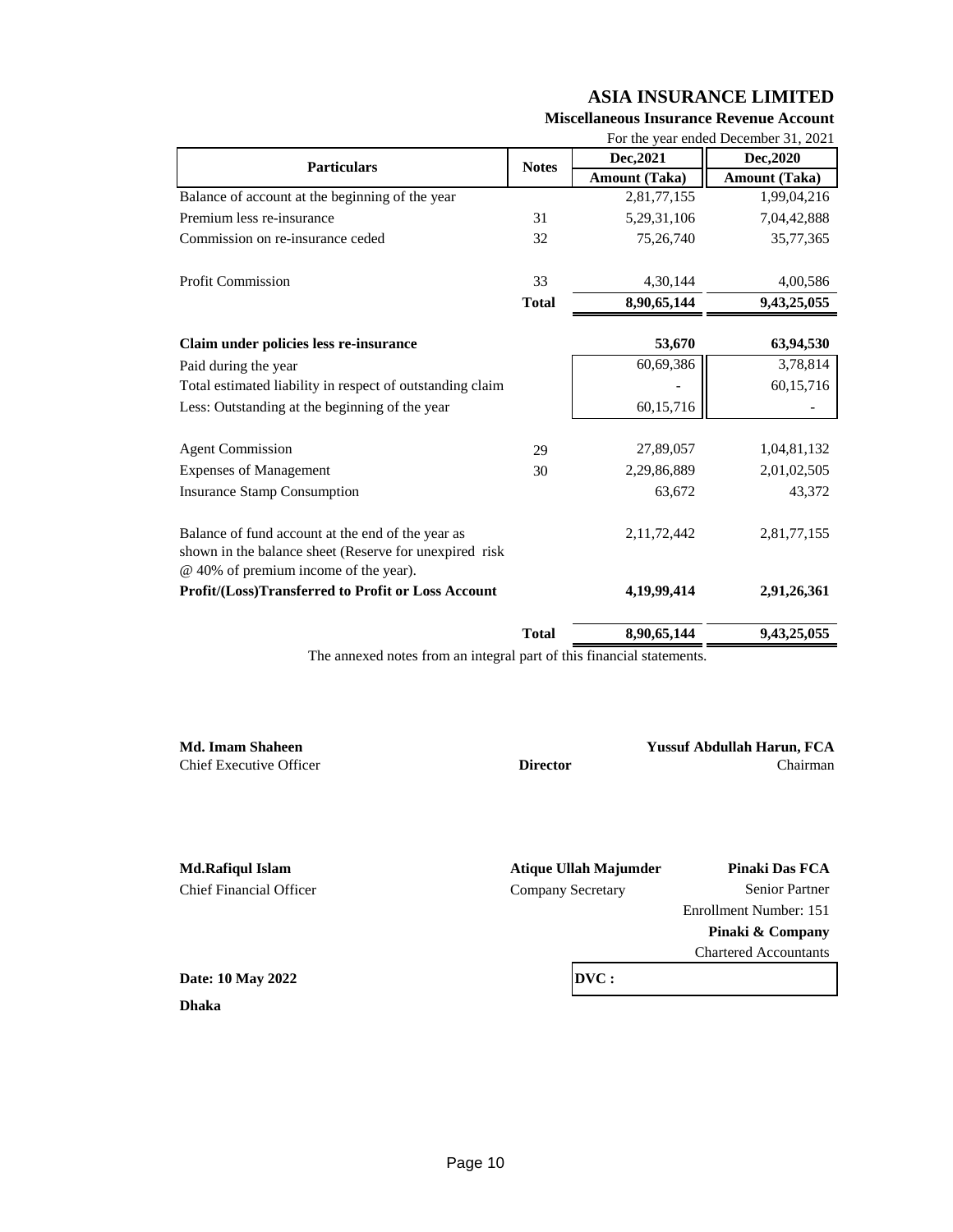# ASIA INSURANCE LIMITED

## Miscellaneous Insurance Revenue Account

For the year ended December 31, 2021

| Particulars | Notes | Dec,2021<br>Amount (Taka) | Dec,2020<br>Amount (Taka) |
|---|---|---|---|
| Balance of account at the beginning of the year | | 2,81,77,155 | 1,99,04,216 |
| Premium less re-insurance | 31 | 5,29,31,106 | 7,04,42,888 |
| Commission on re-insurance ceded | 32 | 75,26,740 | 35,77,365 |
| Profit Commission | 33 | 4,30,144 | 4,00,586 |
| | **Total** | **8,90,65,144** | **9,43,25,055** |
| **Claim under policies less re-insurance** | | **53,670** | **63,94,530** |
| Paid during the year | | 60,69,386 | 3,78,814 |
| Total estimated liability in respect of outstanding claim | | - | 60,15,716 |
| Less: Outstanding at the beginning of the year | | 60,15,716 | - |
| Agent Commission | 29 | 27,89,057 | 1,04,81,132 |
| Expenses of Management | 30 | 2,29,86,889 | 2,01,02,505 |
| Insurance Stamp Consumption | | 63,672 | 43,372 |
| Balance of fund account at the end of the year as shown in the balance sheet (Reserve for unexpired risk @ 40% of premium income of the year). | | 2,11,72,442 | 2,81,77,155 |
| **Profit/(Loss)Transferred to Profit or Loss Account** | | **4,19,99,414** | **2,91,26,361** |
| | **Total** | **8,90,65,144** | **9,43,25,055** |

The annexed notes from an integral part of this financial statements.

**Md. Imam Shaheen**
Chief Executive Officer

**Director**

**Yussuf Abdullah Harun, FCA**
Chairman

**Md.Rafiqul Islam**
Chief Financial Officer

**Atique Ullah Majumder**
Company Secretary

**Pinaki Das FCA**
Senior Partner
Enrollment Number: 151
**Pinaki & Company**
Chartered Accountants

**Date: 10 May 2022**

**Dhaka**

**DVC :**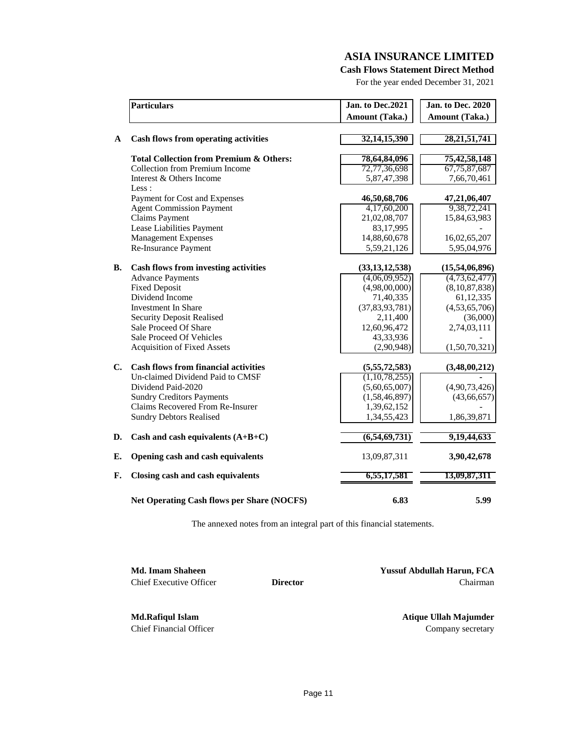# ASIA INSURANCE LIMITED

**Cash Flows Statement Direct Method**

For the year ended December 31, 2021

| | Particulars | Jan. to Dec.2021 Amount (Taka.) | Jan. to Dec. 2020 Amount (Taka.) |
|---|---|---|---|
| **A** | **Cash flows from operating activities** | **32,14,15,390** | **28,21,51,741** |
| | **Total Collection from Premium & Others:** | **78,64,84,096** | **75,42,58,148** |
| | Collection from Premium Income | 72,77,36,698 | 67,75,87,687 |
| | Interest & Others Income | 5,87,47,398 | 7,66,70,461 |
| | Less : | | |
| | Payment for Cost and Expenses | **46,50,68,706** | **47,21,06,407** |
| | Agent Commission Payment | 4,17,60,200 | 9,38,72,241 |
| | Claims Payment | 21,02,08,707 | 15,84,63,983 |
| | Lease Liabilities Payment | 83,17,995 | - |
| | Management Expenses | 14,88,60,678 | 16,02,65,207 |
| | Re-Insurance Payment | 5,59,21,126 | 5,95,04,976 |
| **B.** | **Cash flows from investing activities** | **(33,13,12,538)** | **(15,54,06,896)** |
| | Advance Payments | (4,06,09,952) | (4,73,62,477) |
| | Fixed Deposit | (4,98,00,000) | (8,10,87,838) |
| | Dividend Income | 71,40,335 | 61,12,335 |
| | Investment In Share | (37,83,93,781) | (4,53,65,706) |
| | Security Deposit Realised | 2,11,400 | (36,000) |
| | Sale Proceed Of Share | 12,60,96,472 | 2,74,03,111 |
| | Sale Proceed Of Vehicles | 43,33,936 | - |
| | Acquisition of Fixed Assets | (2,90,948) | (1,50,70,321) |
| **C.** | **Cash flows from financial activities** | **(5,55,72,583)** | **(3,48,00,212)** |
| | Un-claimed Dividend Paid to CMSF | (1,10,78,255) | - |
| | Dividend Paid-2020 | (5,60,65,007) | (4,90,73,426) |
| | Sundry Creditors Payments | (1,58,46,897) | (43,66,657) |
| | Claims Recovered From Re-Insurer | 1,39,62,152 | - |
| | Sundry Debtors Realised | 1,34,55,423 | 1,86,39,871 |
| **D.** | **Cash and cash equivalents (A+B+C)** | **(6,54,69,731)** | **9,19,44,633** |
| **E.** | **Opening cash and cash equivalents** | 13,09,87,311 | **3,90,42,678** |
| **F.** | **Closing cash and cash equivalents** | **6,55,17,581** | **13,09,87,311** |
| | **Net Operating Cash flows per Share (NOCFS)** | **6.83** | **5.99** |

The annexed notes from an integral part of this financial statements.

**Md. Imam Shaheen**
Chief Executive Officer

**Director**

**Yussuf Abdullah Harun, FCA**
Chairman

**Md.Rafiqul Islam**
Chief Financial Officer

**Atique Ullah Majumder**
Company secretary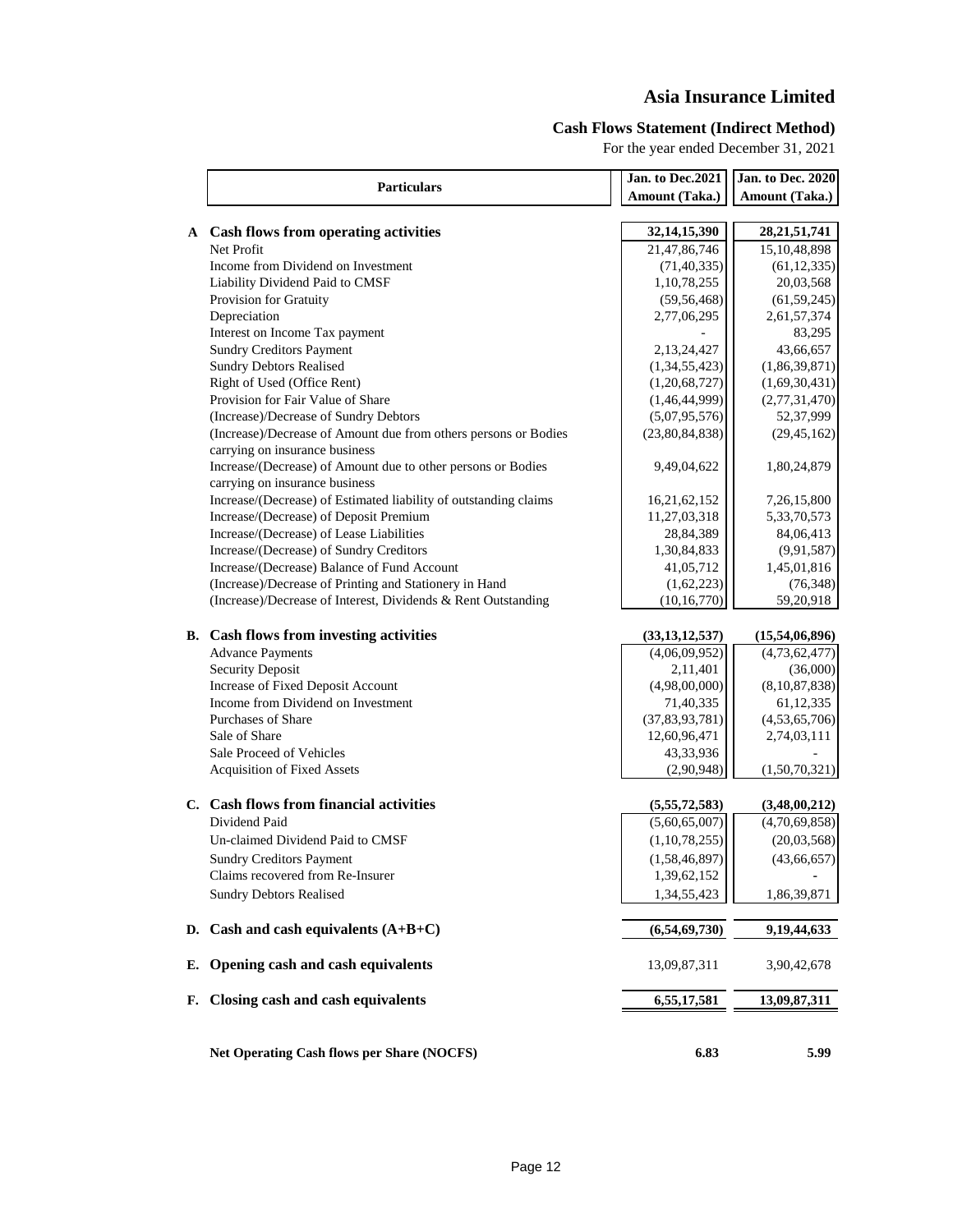# Asia Insurance Limited

## Cash Flows Statement (Indirect Method)

For the year ended December 31, 2021

| | Particulars | Jan. to Dec.2021 Amount (Taka.) | Jan. to Dec. 2020 Amount (Taka.) |
|---|---|---|---|
| **A** | **Cash flows from operating activities** | **32,14,15,390** | **28,21,51,741** |
| | Net Profit | 21,47,86,746 | 15,10,48,898 |
| | Income from Dividend on Investment | (71,40,335) | (61,12,335) |
| | Liability Dividend Paid to CMSF | 1,10,78,255 | 20,03,568 |
| | Provision for Gratuity | (59,56,468) | (61,59,245) |
| | Depreciation | 2,77,06,295 | 2,61,57,374 |
| | Interest on Income Tax payment | - | 83,295 |
| | Sundry Creditors Payment | 2,13,24,427 | 43,66,657 |
| | Sundry Debtors Realised | (1,34,55,423) | (1,86,39,871) |
| | Right of Used (Office Rent) | (1,20,68,727) | (1,69,30,431) |
| | Provision for Fair Value of Share | (1,46,44,999) | (2,77,31,470) |
| | (Increase)/Decrease of Sundry Debtors | (5,07,95,576) | 52,37,999 |
| | (Increase)/Decrease of Amount due from others persons or Bodies carrying on insurance business | (23,80,84,838) | (29,45,162) |
| | Increase/(Decrease) of Amount due to other persons or Bodies carrying on insurance business | 9,49,04,622 | 1,80,24,879 |
| | Increase/(Decrease) of Estimated liability of outstanding claims | 16,21,62,152 | 7,26,15,800 |
| | Increase/(Decrease) of Deposit Premium | 11,27,03,318 | 5,33,70,573 |
| | Increase/(Decrease) of Lease Liabilities | 28,84,389 | 84,06,413 |
| | Increase/(Decrease) of Sundry Creditors | 1,30,84,833 | (9,91,587) |
| | Increase/(Decrease) Balance of Fund Account | 41,05,712 | 1,45,01,816 |
| | (Increase)/Decrease of Printing and Stationery in Hand | (1,62,223) | (76,348) |
| | (Increase)/Decrease of Interest, Dividends & Rent Outstanding | (10,16,770) | 59,20,918 |
| **B.** | **Cash flows from investing activities** | **(33,13,12,537)** | **(15,54,06,896)** |
| | Advance Payments | (4,06,09,952) | (4,73,62,477) |
| | Security Deposit | 2,11,401 | (36,000) |
| | Increase of Fixed Deposit Account | (4,98,00,000) | (8,10,87,838) |
| | Income from Dividend on Investment | 71,40,335 | 61,12,335 |
| | Purchases of Share | (37,83,93,781) | (4,53,65,706) |
| | Sale of Share | 12,60,96,471 | 2,74,03,111 |
| | Sale Proceed of Vehicles | 43,33,936 | - |
| | Acquisition of Fixed Assets | (2,90,948) | (1,50,70,321) |
| **C.** | **Cash flows from financial activities** | **(5,55,72,583)** | **(3,48,00,212)** |
| | Dividend Paid | (5,60,65,007) | (4,70,69,858) |
| | Un-claimed Dividend Paid to CMSF | (1,10,78,255) | (20,03,568) |
| | Sundry Creditors Payment | (1,58,46,897) | (43,66,657) |
| | Claims recovered from Re-Insurer | 1,39,62,152 | - |
| | Sundry Debtors Realised | 1,34,55,423 | 1,86,39,871 |
| **D.** | **Cash and cash equivalents (A+B+C)** | **(6,54,69,730)** | **9,19,44,633** |
| **E.** | **Opening cash and cash equivalents** | 13,09,87,311 | 3,90,42,678 |
| **F.** | **Closing cash and cash equivalents** | **6,55,17,581** | **13,09,87,311** |
| | **Net Operating Cash flows per Share (NOCFS)** | **6.83** | **5.99** |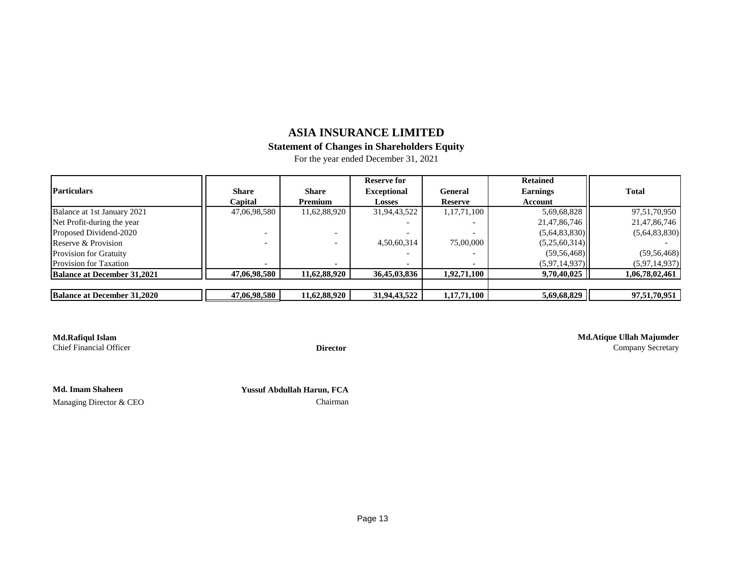# ASIA INSURANCE LIMITED

## Statement of Changes in Shareholders Equity

For the year ended December 31, 2021

| Particulars | Share Capital | Share Premium | Reserve for Exceptional Losses | General Reserve | Retained Earnings Account | Total |
|---|---|---|---|---|---|---|
| Balance at 1st January 2021 | 47,06,98,580 | 11,62,88,920 | 31,94,43,522 | 1,17,71,100 | 5,69,68,828 | 97,51,70,950 |
| Net Profit-during the year | | | - | - | 21,47,86,746 | 21,47,86,746 |
| Proposed Dividend-2020 | - | - | - | - | (5,64,83,830) | (5,64,83,830) |
| Reserve & Provision | - | - | 4,50,60,314 | 75,00,000 | (5,25,60,314) | - |
| Provision for Gratuity | | | - | - | (59,56,468) | (59,56,468) |
| Provision for Taxation | - | - | - | - | (5,97,14,937) | (5,97,14,937) |
| **Balance at December 31,2021** | **47,06,98,580** | **11,62,88,920** | **36,45,03,836** | **1,92,71,100** | **9,70,40,025** | **1,06,78,02,461** |
| | | | | | | |
| **Balance at December 31,2020** | **47,06,98,580** | **11,62,88,920** | **31,94,43,522** | **1,17,71,100** | **5,69,68,829** | **97,51,70,951** |

**Md.Rafiqul Islam**
Chief Financial Officer

**Director**

**Md.Atique Ullah Majumder**
Company Secretary

**Md. Imam Shaheen**
Managing Director & CEO

**Yussuf Abdullah Harun, FCA**
Chairman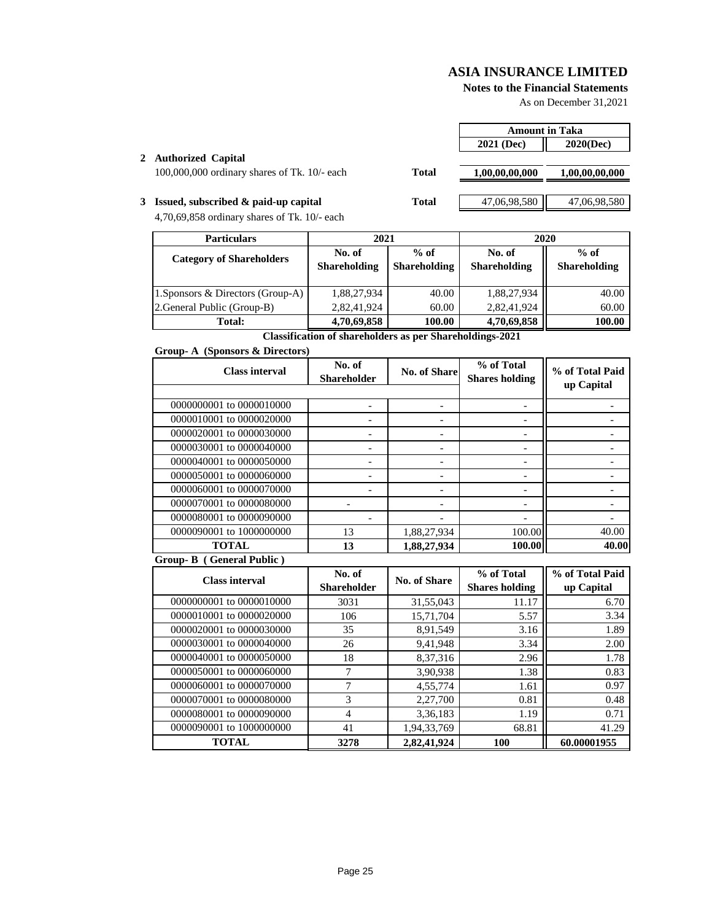# ASIA INSURANCE LIMITED

**Notes to the Financial Statements**

As on December 31,2021

| | | Amount in Taka | |
|---|---|---|---|
| | | **2021 (Dec)** | **2020(Dec)** |
| **2 Authorized Capital** | | | |
| 100,000,000 ordinary shares of Tk. 10/- each | **Total** | **1,00,00,00,000** | **1,00,00,00,000** |
| **3 Issued, subscribed & paid-up capital** | **Total** | 47,06,98,580 | 47,06,98,580 |
| 4,70,69,858 ordinary shares of Tk. 10/- each | | | |

| Particulars | 2021 | | 2020 | |
|---|---|---|---|---|
| **Category of Shareholders** | **No. of Shareholding** | **% of Shareholding** | **No. of Shareholding** | **% of Shareholding** |
| 1.Sponsors & Directors (Group-A) | 1,88,27,934 | 40.00 | 1,88,27,934 | 40.00 |
| 2.General Public (Group-B) | 2,82,41,924 | 60.00 | 2,82,41,924 | 60.00 |
| **Total:** | **4,70,69,858** | **100.00** | **4,70,69,858** | **100.00** |

**Classification of shareholders as per Shareholdings-2021**

**Group- A (Sponsors & Directors)**

| Class interval | No. of Shareholder | No. of Share | % of Total Shares holding | % of Total Paid up Capital |
|---|---|---|---|---|
| 0000000001 to 0000010000 | - | - | - | - |
| 0000010001 to 0000020000 | - | - | - | - |
| 0000020001 to 0000030000 | - | - | - | - |
| 0000030001 to 0000040000 | - | - | - | - |
| 0000040001 to 0000050000 | - | - | - | - |
| 0000050001 to 0000060000 | - | - | - | - |
| 0000060001 to 0000070000 | - | - | - | - |
| 0000070001 to 0000080000 | - | - | - | - |
| 0000080001 to 0000090000 | - | - | - | - |
| 0000090001 to 1000000000 | 13 | 1,88,27,934 | 100.00 | 40.00 |
| **TOTAL** | **13** | **1,88,27,934** | **100.00** | **40.00** |

**Group- B ( General Public )**

| Class interval | No. of Shareholder | No. of Share | % of Total Shares holding | % of Total Paid up Capital |
|---|---|---|---|---|
| 0000000001 to 0000010000 | 3031 | 31,55,043 | 11.17 | 6.70 |
| 0000010001 to 0000020000 | 106 | 15,71,704 | 5.57 | 3.34 |
| 0000020001 to 0000030000 | 35 | 8,91,549 | 3.16 | 1.89 |
| 0000030001 to 0000040000 | 26 | 9,41,948 | 3.34 | 2.00 |
| 0000040001 to 0000050000 | 18 | 8,37,316 | 2.96 | 1.78 |
| 0000050001 to 0000060000 | 7 | 3,90,938 | 1.38 | 0.83 |
| 0000060001 to 0000070000 | 7 | 4,55,774 | 1.61 | 0.97 |
| 0000070001 to 0000080000 | 3 | 2,27,700 | 0.81 | 0.48 |
| 0000080001 to 0000090000 | 4 | 3,36,183 | 1.19 | 0.71 |
| 0000090001 to 1000000000 | 41 | 1,94,33,769 | 68.81 | 41.29 |
| **TOTAL** | **3278** | **2,82,41,924** | **100** | **60.00001955** |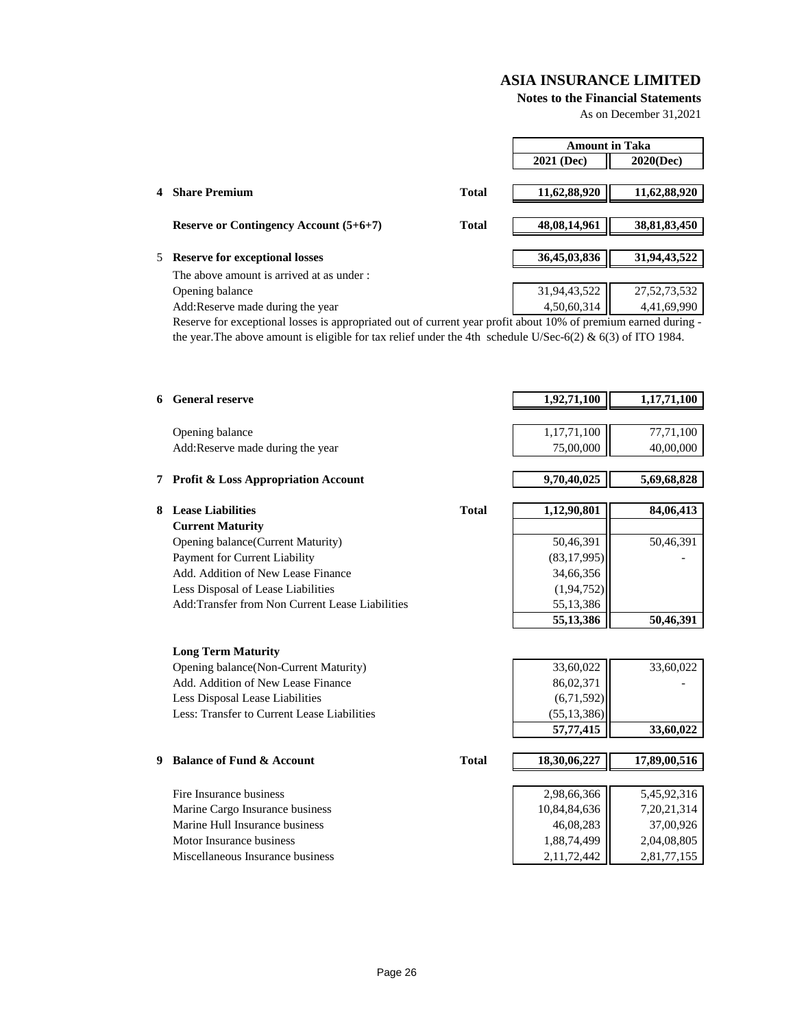# ASIA INSURANCE LIMITED

**Notes to the Financial Statements**

As on December 31,2021

| | | | Amount in Taka | |
|---|---|---|---|---|
| | | | **2021 (Dec)** | **2020(Dec)** |
| **4** | **Share Premium** | **Total** | **11,62,88,920** | **11,62,88,920** |
| | **Reserve or Contingency Account (5+6+7)** | **Total** | **48,08,14,961** | **38,81,83,450** |
| 5 | **Reserve for exceptional losses** | | **36,45,03,836** | **31,94,43,522** |
| | The above amount is arrived at as under : | | | |
| | Opening balance | | 31,94,43,522 | 27,52,73,532 |
| | Add:Reserve made during the year | | 4,50,60,314 | 4,41,69,990 |

Reserve for exceptional losses is appropriated out of current year profit about 10% of premium earned during - the year.The above amount is eligible for tax relief under the 4th schedule U/Sec-6(2) & 6(3) of ITO 1984.

| | | | 2021 (Dec) | 2020(Dec) |
|---|---|---|---|---|
| **6** | **General reserve** | | **1,92,71,100** | **1,17,71,100** |
| | Opening balance | | 1,17,71,100 | 77,71,100 |
| | Add:Reserve made during the year | | 75,00,000 | 40,00,000 |
| **7** | **Profit & Loss Appropriation Account** | | **9,70,40,025** | **5,69,68,828** |
| **8** | **Lease Liabilities** | **Total** | **1,12,90,801** | **84,06,413** |
| | **Current Maturity** | | | |
| | Opening balance(Current Maturity) | | 50,46,391 | 50,46,391 |
| | Payment for Current Liability | | (83,17,995) | - |
| | Add. Addition of New Lease Finance | | 34,66,356 | |
| | Less Disposal of Lease Liabilities | | (1,94,752) | |
| | Add:Transfer from Non Current Lease Liabilities | | 55,13,386 | |
| | | | **55,13,386** | **50,46,391** |
| | **Long Term Maturity** | | | |
| | Opening balance(Non-Current Maturity) | | 33,60,022 | 33,60,022 |
| | Add. Addition of New Lease Finance | | 86,02,371 | - |
| | Less Disposal Lease Liabilities | | (6,71,592) | |
| | Less: Transfer to Current Lease Liabilities | | (55,13,386) | |
| | | | **57,77,415** | **33,60,022** |
| **9** | **Balance of Fund & Account** | **Total** | **18,30,06,227** | **17,89,00,516** |
| | Fire Insurance business | | 2,98,66,366 | 5,45,92,316 |
| | Marine Cargo Insurance business | | 10,84,84,636 | 7,20,21,314 |
| | Marine Hull Insurance business | | 46,08,283 | 37,00,926 |
| | Motor Insurance business | | 1,88,74,499 | 2,04,08,805 |
| | Miscellaneous Insurance business | | 2,11,72,442 | 2,81,77,155 |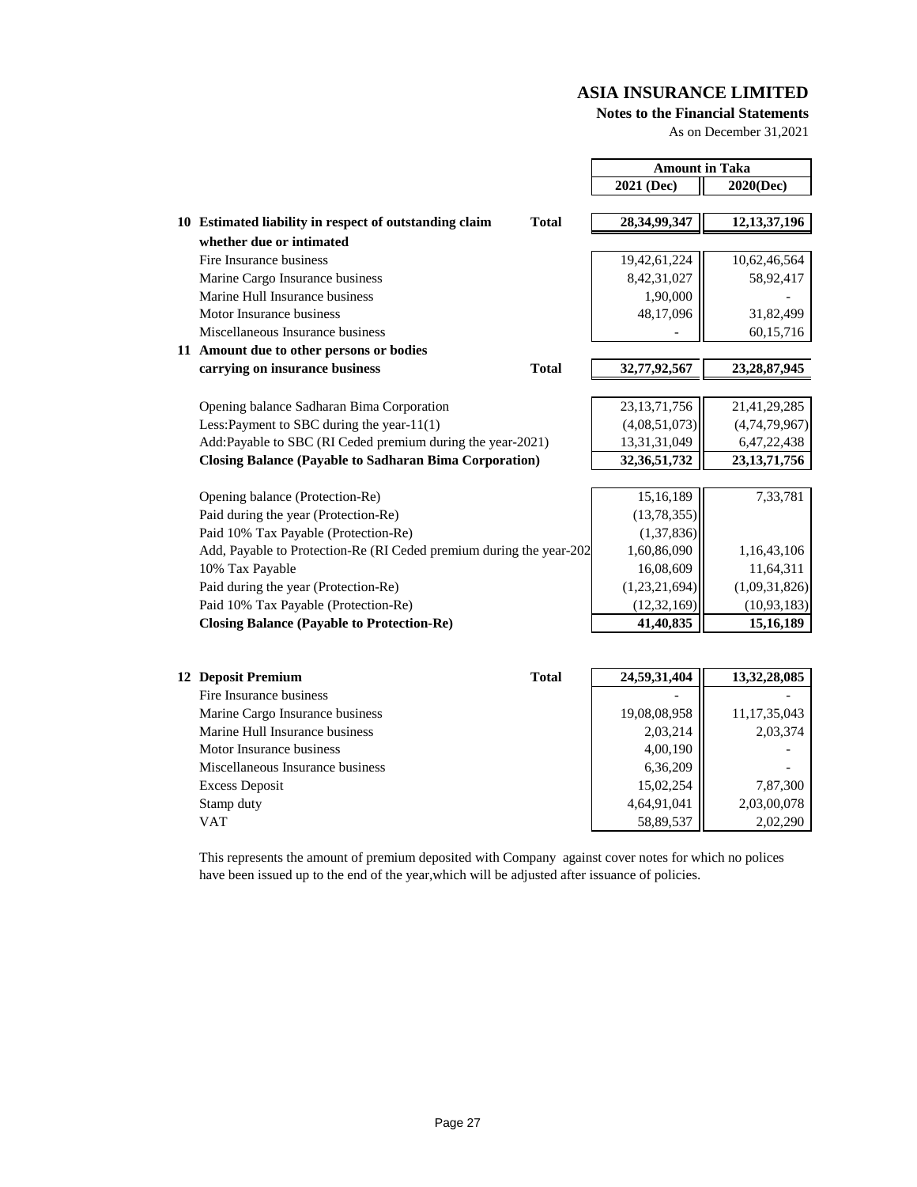# ASIA INSURANCE LIMITED

**Notes to the Financial Statements**

As on December 31,2021

| | | Amount in Taka | |
|---|---|---|---|
| | | **2021 (Dec)** | **2020(Dec)** |
| **10 Estimated liability in respect of outstanding claim whether due or intimated** | **Total** | **28,34,99,347** | **12,13,37,196** |
| Fire Insurance business | | 19,42,61,224 | 10,62,46,564 |
| Marine Cargo Insurance business | | 8,42,31,027 | 58,92,417 |
| Marine Hull Insurance business | | 1,90,000 | - |
| Motor Insurance business | | 48,17,096 | 31,82,499 |
| Miscellaneous Insurance business | | - | 60,15,716 |
| **11 Amount due to other persons or bodies carrying on insurance business** | **Total** | **32,77,92,567** | **23,28,87,945** |
| Opening balance Sadharan Bima Corporation | | 23,13,71,756 | 21,41,29,285 |
| Less:Payment to SBC during the year-11(1) | | (4,08,51,073) | (4,74,79,967) |
| Add:Payable to SBC (RI Ceded premium during the year-2021) | | 13,31,31,049 | 6,47,22,438 |
| **Closing Balance (Payable to Sadharan Bima Corporation)** | | **32,36,51,732** | **23,13,71,756** |
| Opening balance (Protection-Re) | | 15,16,189 | 7,33,781 |
| Paid during the year (Protection-Re) | | (13,78,355) | |
| Paid 10% Tax Payable (Protection-Re) | | (1,37,836) | |
| Add, Payable to Protection-Re (RI Ceded premium during the year-202 | | 1,60,86,090 | 1,16,43,106 |
| 10% Tax Payable | | 16,08,609 | 11,64,311 |
| Paid during the year (Protection-Re) | | (1,23,21,694) | (1,09,31,826) |
| Paid 10% Tax Payable (Protection-Re) | | (12,32,169) | (10,93,183) |
| **Closing Balance (Payable to Protection-Re)** | | **41,40,835** | **15,16,189** |

| | | 2021 (Dec) | 2020(Dec) |
|---|---|---|---|
| **12 Deposit Premium** | **Total** | **24,59,31,404** | **13,32,28,085** |
| Fire Insurance business | | - | - |
| Marine Cargo Insurance business | | 19,08,08,958 | 11,17,35,043 |
| Marine Hull Insurance business | | 2,03,214 | 2,03,374 |
| Motor Insurance business | | 4,00,190 | - |
| Miscellaneous Insurance business | | 6,36,209 | - |
| Excess Deposit | | 15,02,254 | 7,87,300 |
| Stamp duty | | 4,64,91,041 | 2,03,00,078 |
| VAT | | 58,89,537 | 2,02,290 |

This represents the amount of premium deposited with Company against cover notes for which no polices have been issued up to the end of the year,which will be adjusted after issuance of policies.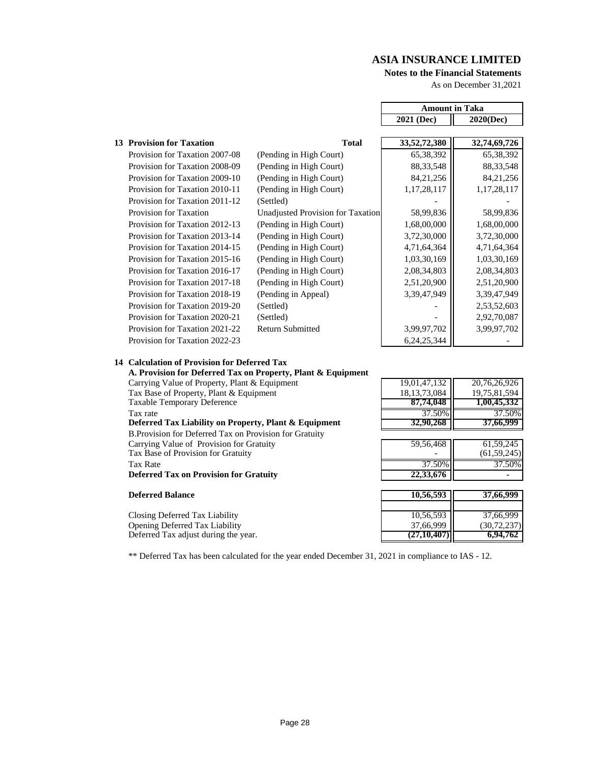# ASIA INSURANCE LIMITED

**Notes to the Financial Statements**

As on December 31,2021

| | | Amount in Taka | |
|---|---|---|---|
| | | **2021 (Dec)** | **2020(Dec)** |
| **13 Provision for Taxation** | **Total** | **33,52,72,380** | **32,74,69,726** |
| Provision for Taxation 2007-08 | (Pending in High Court) | 65,38,392 | 65,38,392 |
| Provision for Taxation 2008-09 | (Pending in High Court) | 88,33,548 | 88,33,548 |
| Provision for Taxation 2009-10 | (Pending in High Court) | 84,21,256 | 84,21,256 |
| Provision for Taxation 2010-11 | (Pending in High Court) | 1,17,28,117 | 1,17,28,117 |
| Provision for Taxation 2011-12 | (Settled) | - | - |
| Provision for Taxation | Unadjusted Provision for Taxation | 58,99,836 | 58,99,836 |
| Provision for Taxation 2012-13 | (Pending in High Court) | 1,68,00,000 | 1,68,00,000 |
| Provision for Taxation 2013-14 | (Pending in High Court) | 3,72,30,000 | 3,72,30,000 |
| Provision for Taxation 2014-15 | (Pending in High Court) | 4,71,64,364 | 4,71,64,364 |
| Provision for Taxation 2015-16 | (Pending in High Court) | 1,03,30,169 | 1,03,30,169 |
| Provision for Taxation 2016-17 | (Pending in High Court) | 2,08,34,803 | 2,08,34,803 |
| Provision for Taxation 2017-18 | (Pending in High Court) | 2,51,20,900 | 2,51,20,900 |
| Provision for Taxation 2018-19 | (Pending in Appeal) | 3,39,47,949 | 3,39,47,949 |
| Provision for Taxation 2019-20 | (Settled) | - | 2,53,52,603 |
| Provision for Taxation 2020-21 | (Settled) | - | 2,92,70,087 |
| Provision for Taxation 2021-22 | Return Submitted | 3,99,97,702 | 3,99,97,702 |
| Provision for Taxation 2022-23 | | 6,24,25,344 | - |

**14 Calculation of Provision for Deferred Tax**

| | 2021 (Dec) | 2020(Dec) |
|---|---|---|
| **A. Provision for Deferred Tax on Property, Plant & Equipment** | | |
| Carrying Value of Property, Plant & Equipment | 19,01,47,132 | 20,76,26,926 |
| Tax Base of Property, Plant & Equipment | 18,13,73,084 | 19,75,81,594 |
| Taxable Temporary Deference | **87,74,048** | **1,00,45,332** |
| Tax rate | 37.50% | 37.50% |
| **Deferred Tax Liability on Property, Plant & Equipment** | **32,90,268** | **37,66,999** |
| B.Provision for Deferred Tax on Provision for Gratuity | | |
| Carrying Value of Provision for Gratuity | 59,56,468 | 61,59,245 |
| Tax Base of Provision for Gratuity | - | (61,59,245) |
| Tax Rate | 37.50% | 37.50% |
| **Deferred Tax on Provision for Gratuity** | **22,33,676** | **-** |
| **Deferred Balance** | **10,56,593** | **37,66,999** |
| Closing Deferred Tax Liability | 10,56,593 | 37,66,999 |
| Opening Deferred Tax Liability | 37,66,999 | (30,72,237) |
| Deferred Tax adjust during the year. | **(27,10,407)** | **6,94,762** |

** Deferred Tax has been calculated for the year ended December 31, 2021 in compliance to IAS - 12.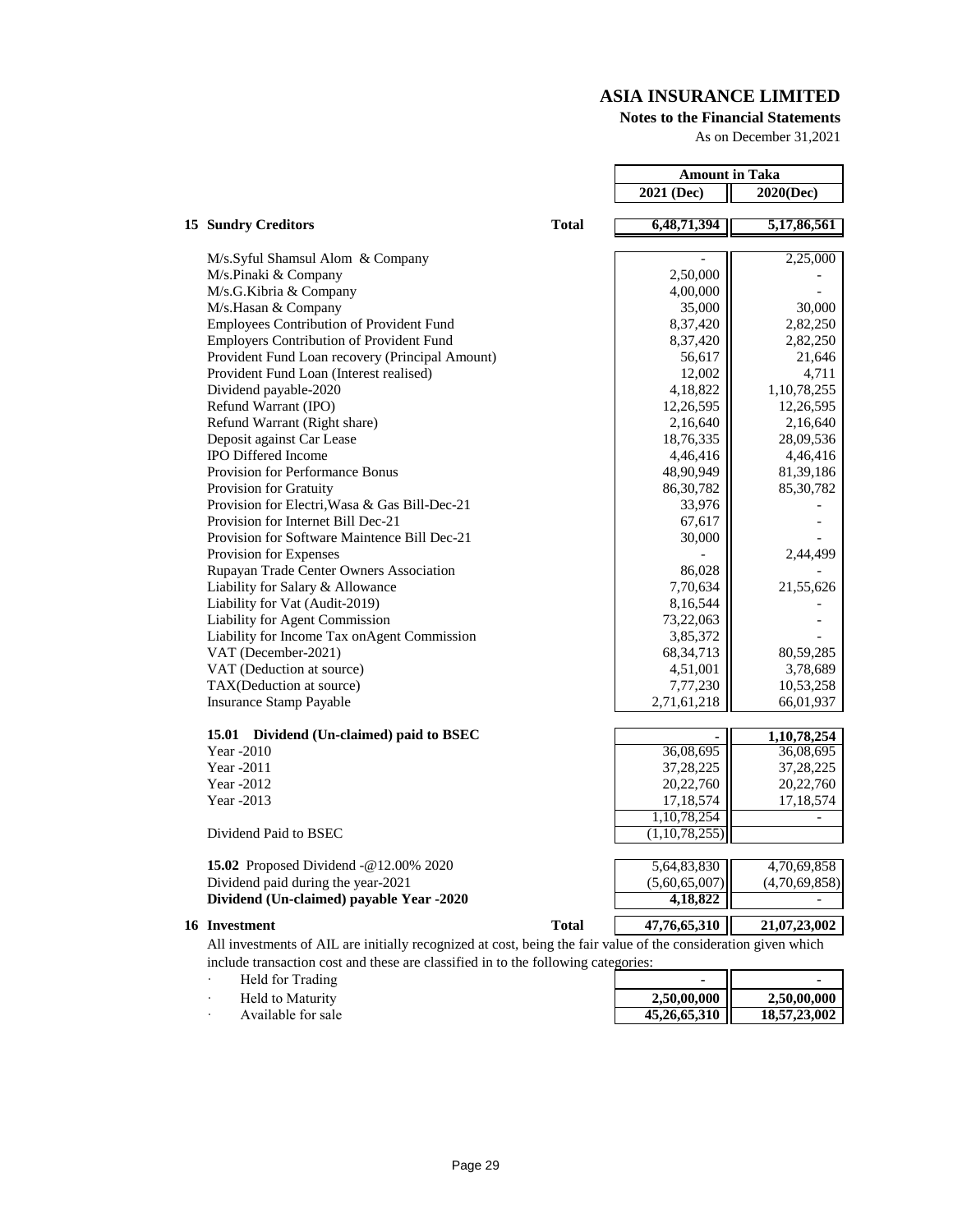# ASIA INSURANCE LIMITED

**Notes to the Financial Statements**

As on December 31,2021

| | | Amount in Taka | |
|---|---|---|---|
| | | **2021 (Dec)** | **2020(Dec)** |
| **15 Sundry Creditors** | **Total** | **6,48,71,394** | **5,17,86,561** |
| M/s.Syful Shamsul Alom & Company | | - | 2,25,000 |
| M/s.Pinaki & Company | | 2,50,000 | - |
| M/s.G.Kibria & Company | | 4,00,000 | - |
| M/s.Hasan & Company | | 35,000 | 30,000 |
| Employees Contribution of Provident Fund | | 8,37,420 | 2,82,250 |
| Employers Contribution of Provident Fund | | 8,37,420 | 2,82,250 |
| Provident Fund Loan recovery (Principal Amount) | | 56,617 | 21,646 |
| Provident Fund Loan (Interest realised) | | 12,002 | 4,711 |
| Dividend payable-2020 | | 4,18,822 | 1,10,78,255 |
| Refund Warrant (IPO) | | 12,26,595 | 12,26,595 |
| Refund Warrant (Right share) | | 2,16,640 | 2,16,640 |
| Deposit against Car Lease | | 18,76,335 | 28,09,536 |
| IPO Differed Income | | 4,46,416 | 4,46,416 |
| Provision for Performance Bonus | | 48,90,949 | 81,39,186 |
| Provision for Gratuity | | 86,30,782 | 85,30,782 |
| Provision for Electri,Wasa & Gas Bill-Dec-21 | | 33,976 | - |
| Provision for Internet Bill Dec-21 | | 67,617 | - |
| Provision for Software Maintence Bill Dec-21 | | 30,000 | - |
| Provision for Expenses | | - | 2,44,499 |
| Rupayan Trade Center Owners Association | | 86,028 | - |
| Liability for Salary & Allowance | | 7,70,634 | 21,55,626 |
| Liability for Vat (Audit-2019) | | 8,16,544 | - |
| Liability for Agent Commission | | 73,22,063 | - |
| Liability for Income Tax onAgent Commission | | 3,85,372 | - |
| VAT (December-2021) | | 68,34,713 | 80,59,285 |
| VAT (Deduction at source) | | 4,51,001 | 3,78,689 |
| TAX(Deduction at source) | | 7,77,230 | 10,53,258 |
| Insurance Stamp Payable | | 2,71,61,218 | 66,01,937 |
| **15.01 Dividend (Un-claimed) paid to BSEC** | | - | **1,10,78,254** |
| Year -2010 | | 36,08,695 | 36,08,695 |
| Year -2011 | | 37,28,225 | 37,28,225 |
| Year -2012 | | 20,22,760 | 20,22,760 |
| Year -2013 | | 17,18,574 | 17,18,574 |
| | | 1,10,78,254 | - |
| Dividend Paid to BSEC | | (1,10,78,255) | |
| **15.02** Proposed Dividend -@12.00% 2020 | | 5,64,83,830 | 4,70,69,858 |
| Dividend paid during the year-2021 | | (5,60,65,007) | (4,70,69,858) |
| **Dividend (Un-claimed) payable Year -2020** | | **4,18,822** | - |
| **16 Investment** | **Total** | **47,76,65,310** | **21,07,23,002** |

All investments of AIL are initially recognized at cost, being the fair value of the consideration given which include transaction cost and these are classified in to the following categories:

| | 2021 (Dec) | 2020(Dec) |
|---|---|---|
| · Held for Trading | - | - |
| · Held to Maturity | **2,50,00,000** | **2,50,00,000** |
| · Available for sale | **45,26,65,310** | **18,57,23,002** |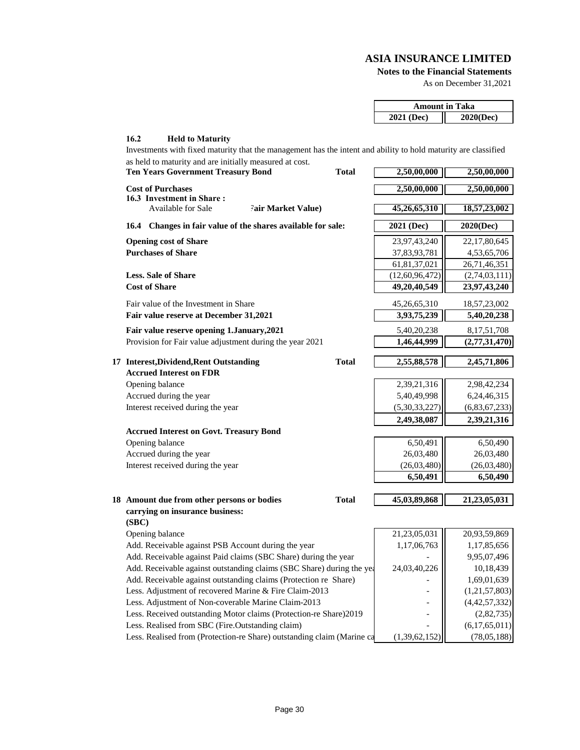# ASIA INSURANCE LIMITED

**Notes to the Financial Statements**

As on December 31,2021

| | | Amount in Taka | |
|---|---|---|---|
| | | **2021 (Dec)** | **2020(Dec)** |
| **16.2 Held to Maturity** | | | |
| Investments with fixed maturity that the management has the intent and ability to hold maturity are classified as held to maturity and are initially measured at cost. | | | |
| **Ten Years Government Treasury Bond** | **Total** | **2,50,00,000** | **2,50,00,000** |
| **Cost of Purchases** | | **2,50,00,000** | **2,50,00,000** |
| **16.3 Investment in Share :** | | | |
| Available for Sale **(Fair Market Value)** | | **45,26,65,310** | **18,57,23,002** |
| **16.4 Changes in fair value of the shares available for sale:** | | **2021 (Dec)** | **2020(Dec)** |
| **Opening cost of Share** | | 23,97,43,240 | 22,17,80,645 |
| **Purchases of Share** | | 37,83,93,781 | 4,53,65,706 |
| | | 61,81,37,021 | 26,71,46,351 |
| **Less. Sale of Share** | | (12,60,96,472) | (2,74,03,111) |
| **Cost of Share** | | **49,20,40,549** | **23,97,43,240** |
| Fair value of the Investment in Share | | 45,26,65,310 | 18,57,23,002 |
| **Fair value reserve at December 31,2021** | | **3,93,75,239** | **5,40,20,238** |
| **Fair value reserve opening 1.January,2021** | | 5,40,20,238 | 8,17,51,708 |
| Provision for Fair value adjustment during the year 2021 | | **1,46,44,999** | **(2,77,31,470)** |
| **17 Interest,Dividend,Rent Outstanding** | **Total** | **2,55,88,578** | **2,45,71,806** |
| **Accrued Interest on FDR** | | | |
| Opening balance | | 2,39,21,316 | 2,98,42,234 |
| Accrued during the year | | 5,40,49,998 | 6,24,46,315 |
| Interest received during the year | | (5,30,33,227) | (6,83,67,233) |
| | | **2,49,38,087** | **2,39,21,316** |
| **Accrued Interest on Govt. Treasury Bond** | | | |
| Opening balance | | 6,50,491 | 6,50,490 |
| Accrued during the year | | 26,03,480 | 26,03,480 |
| Interest received during the year | | (26,03,480) | (26,03,480) |
| | | **6,50,491** | **6,50,490** |
| **18 Amount due from other persons or bodies carrying on insurance business: (SBC)** | **Total** | **45,03,89,868** | **21,23,05,031** |
| Opening balance | | 21,23,05,031 | 20,93,59,869 |
| Add. Receivable against PSB Account during the year | | 1,17,06,763 | 1,17,85,656 |
| Add. Receivable against Paid claims (SBC Share) during the year | | - | 9,95,07,496 |
| Add. Receivable against outstanding claims (SBC Share) during the year | | 24,03,40,226 | 10,18,439 |
| Add. Receivable against outstanding claims (Protection re Share) | | - | 1,69,01,639 |
| Less. Adjustment of recovered Marine & Fire Claim-2013 | | - | (1,21,57,803) |
| Less. Adjustment of Non-coverable Marine Claim-2013 | | - | (4,42,57,332) |
| Less. Received outstanding Motor claims (Protection-re Share)2019 | | - | (2,82,735) |
| Less. Realised from SBC (Fire.Outstanding claim) | | - | (6,17,65,011) |
| Less. Realised from (Protection-re Share) outstanding claim (Marine ca | | (1,39,62,152) | (78,05,188) |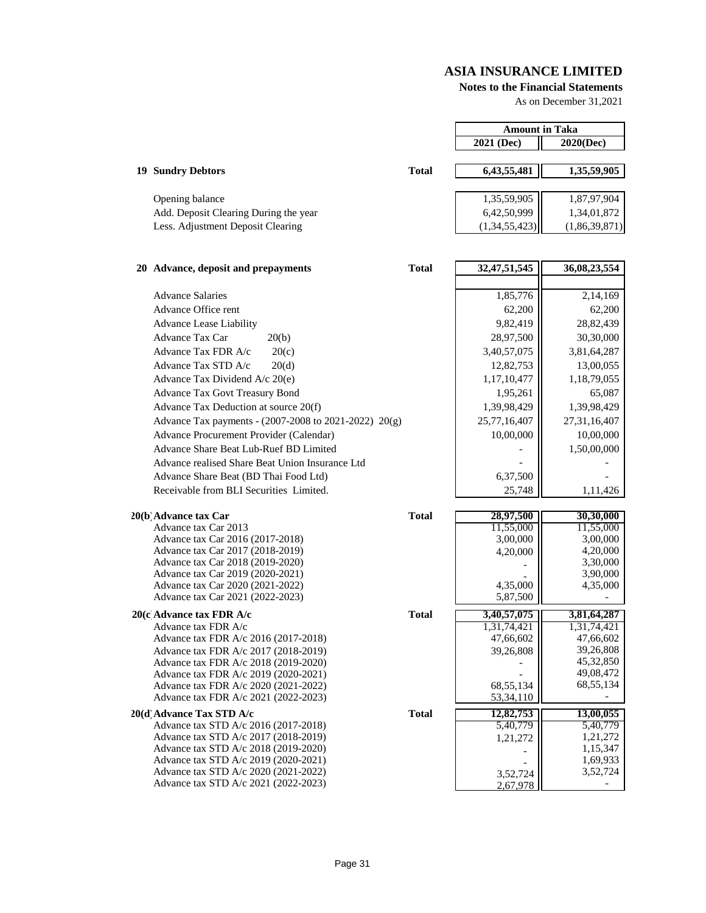# ASIA INSURANCE LIMITED

**Notes to the Financial Statements**

As on December 31,2021

| | | | Amount in Taka | |
|---|---|---|---|---|
| | | | **2021 (Dec)** | **2020(Dec)** |
| **19** | **Sundry Debtors** | **Total** | **6,43,55,481** | **1,35,59,905** |
| | Opening balance | | 1,35,59,905 | 1,87,97,904 |
| | Add. Deposit Clearing During the year | | 6,42,50,999 | 1,34,01,872 |
| | Less. Adjustment Deposit Clearing | | (1,34,55,423) | (1,86,39,871) |
| **20** | **Advance, deposit and prepayments** | **Total** | **32,47,51,545** | **36,08,23,554** |
| | Advance Salaries | | 1,85,776 | 2,14,169 |
| | Advance Office rent | | 62,200 | 62,200 |
| | Advance Lease Liability | | 9,82,419 | 28,82,439 |
| | Advance Tax Car 20(b) | | 28,97,500 | 30,30,000 |
| | Advance Tax FDR A/c 20(c) | | 3,40,57,075 | 3,81,64,287 |
| | Advance Tax STD A/c 20(d) | | 12,82,753 | 13,00,055 |
| | Advance Tax Dividend A/c 20(e) | | 1,17,10,477 | 1,18,79,055 |
| | Advance Tax Govt Treasury Bond | | 1,95,261 | 65,087 |
| | Advance Tax Deduction at source 20(f) | | 1,39,98,429 | 1,39,98,429 |
| | Advance Tax payments - (2007-2008 to 2021-2022) 20(g) | | 25,77,16,407 | 27,31,16,407 |
| | Advance Procurement Provider (Calendar) | | 10,00,000 | 10,00,000 |
| | Advance Share Beat Lub-Ruef BD Limited | | - | 1,50,00,000 |
| | Advance realised Share Beat Union Insurance Ltd | | - | - |
| | Advance Share Beat (BD Thai Food Ltd) | | 6,37,500 | - |
| | Receivable from BLI Securities Limited. | | 25,748 | 1,11,426 |
| **20(b)** | **Advance tax Car** | **Total** | **28,97,500** | **30,30,000** |
| | Advance tax Car 2013 | | 11,55,000 | 11,55,000 |
| | Advance tax Car 2016 (2017-2018) | | 3,00,000 | 3,00,000 |
| | Advance tax Car 2017 (2018-2019) | | 4,20,000 | 4,20,000 |
| | Advance tax Car 2018 (2019-2020) | | - | 3,30,000 |
| | Advance tax Car 2019 (2020-2021) | | - | 3,90,000 |
| | Advance tax Car 2020 (2021-2022) | | 4,35,000 | 4,35,000 |
| | Advance tax Car 2021 (2022-2023) | | 5,87,500 | - |
| **20(c)** | **Advance tax FDR A/c** | **Total** | **3,40,57,075** | **3,81,64,287** |
| | Advance tax FDR A/c | | 1,31,74,421 | 1,31,74,421 |
| | Advance tax FDR A/c 2016 (2017-2018) | | 47,66,602 | 47,66,602 |
| | Advance tax FDR A/c 2017 (2018-2019) | | 39,26,808 | 39,26,808 |
| | Advance tax FDR A/c 2018 (2019-2020) | | - | 45,32,850 |
| | Advance tax FDR A/c 2019 (2020-2021) | | - | 49,08,472 |
| | Advance tax FDR A/c 2020 (2021-2022) | | 68,55,134 | 68,55,134 |
| | Advance tax FDR A/c 2021 (2022-2023) | | 53,34,110 | - |
| **20(d)** | **Advance Tax STD A/c** | **Total** | **12,82,753** | **13,00,055** |
| | Advance tax STD A/c 2016 (2017-2018) | | 5,40,779 | 5,40,779 |
| | Advance tax STD A/c 2017 (2018-2019) | | 1,21,272 | 1,21,272 |
| | Advance tax STD A/c 2018 (2019-2020) | | - | 1,15,347 |
| | Advance tax STD A/c 2019 (2020-2021) | | - | 1,69,933 |
| | Advance tax STD A/c 2020 (2021-2022) | | 3,52,724 | 3,52,724 |
| | Advance tax STD A/c 2021 (2022-2023) | | 2,67,978 | - |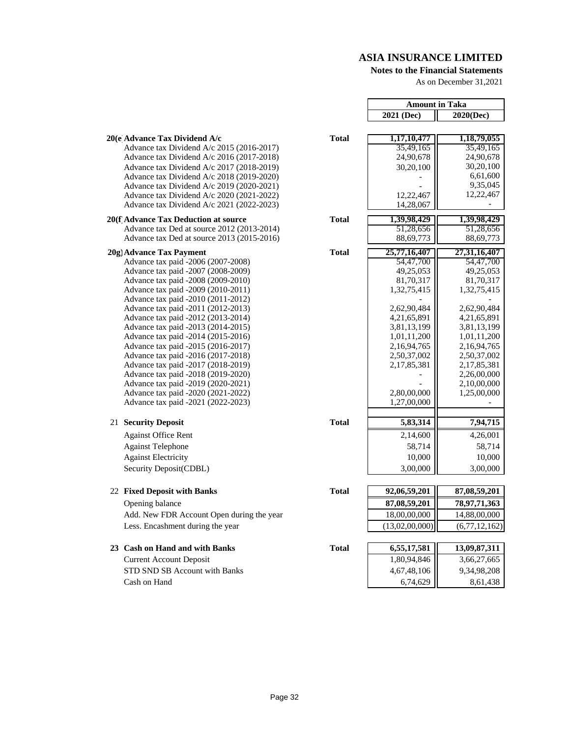# ASIA INSURANCE LIMITED

**Notes to the Financial Statements**

As on December 31,2021

| | | Amount in Taka | |
|---|---|---|---|
| | | 2021 (Dec) | 2020(Dec) |
| **20(e) Advance Tax Dividend A/c** | **Total** | **1,17,10,477** | **1,18,79,055** |
| Advance tax Dividend A/c 2015 (2016-2017) | | 35,49,165 | 35,49,165 |
| Advance tax Dividend A/c 2016 (2017-2018) | | 24,90,678 | 24,90,678 |
| Advance tax Dividend A/c 2017 (2018-2019) | | 30,20,100 | 30,20,100 |
| Advance tax Dividend A/c 2018 (2019-2020) | | - | 6,61,600 |
| Advance tax Dividend A/c 2019 (2020-2021) | | - | 9,35,045 |
| Advance tax Dividend A/c 2020 (2021-2022) | | 12,22,467 | 12,22,467 |
| Advance tax Dividend A/c 2021 (2022-2023) | | 14,28,067 | - |
| **20(f) Advance Tax Deduction at source** | **Total** | **1,39,98,429** | **1,39,98,429** |
| Advance tax Ded at source 2012 (2013-2014) | | 51,28,656 | 51,28,656 |
| Advance tax Ded at source 2013 (2015-2016) | | 88,69,773 | 88,69,773 |
| **20g) Advance Tax Payment** | **Total** | **25,77,16,407** | **27,31,16,407** |
| Advance tax paid -2006 (2007-2008) | | 54,47,700 | 54,47,700 |
| Advance tax paid -2007 (2008-2009) | | 49,25,053 | 49,25,053 |
| Advance tax paid -2008 (2009-2010) | | 81,70,317 | 81,70,317 |
| Advance tax paid -2009 (2010-2011) | | 1,32,75,415 | 1,32,75,415 |
| Advance tax paid -2010 (2011-2012) | | - | - |
| Advance tax paid -2011 (2012-2013) | | 2,62,90,484 | 2,62,90,484 |
| Advance tax paid -2012 (2013-2014) | | 4,21,65,891 | 4,21,65,891 |
| Advance tax paid -2013 (2014-2015) | | 3,81,13,199 | 3,81,13,199 |
| Advance tax paid -2014 (2015-2016) | | 1,01,11,200 | 1,01,11,200 |
| Advance tax paid -2015 (2016-2017) | | 2,16,94,765 | 2,16,94,765 |
| Advance tax paid -2016 (2017-2018) | | 2,50,37,002 | 2,50,37,002 |
| Advance tax paid -2017 (2018-2019) | | 2,17,85,381 | 2,17,85,381 |
| Advance tax paid -2018 (2019-2020) | | - | 2,26,00,000 |
| Advance tax paid -2019 (2020-2021) | | - | 2,10,00,000 |
| Advance tax paid -2020 (2021-2022) | | 2,80,00,000 | 1,25,00,000 |
| Advance tax paid -2021 (2022-2023) | | 1,27,00,000 | - |
| **21 Security Deposit** | **Total** | **5,83,314** | **7,94,715** |
| Against Office Rent | | 2,14,600 | 4,26,001 |
| Against Telephone | | 58,714 | 58,714 |
| Against Electricity | | 10,000 | 10,000 |
| Security Deposit(CDBL) | | 3,00,000 | 3,00,000 |
| **22 Fixed Deposit with Banks** | **Total** | **92,06,59,201** | **87,08,59,201** |
| Opening balance | | **87,08,59,201** | **78,97,71,363** |
| Add. New FDR Account Open during the year | | 18,00,00,000 | 14,88,00,000 |
| Less. Encashment during the year | | (13,02,00,000) | (6,77,12,162) |
| **23 Cash on Hand and with Banks** | **Total** | **6,55,17,581** | **13,09,87,311** |
| Current Account Deposit | | 1,80,94,846 | 3,66,27,665 |
| STD SND SB Account with Banks | | 4,67,48,106 | 9,34,98,208 |
| Cash on Hand | | 6,74,629 | 8,61,438 |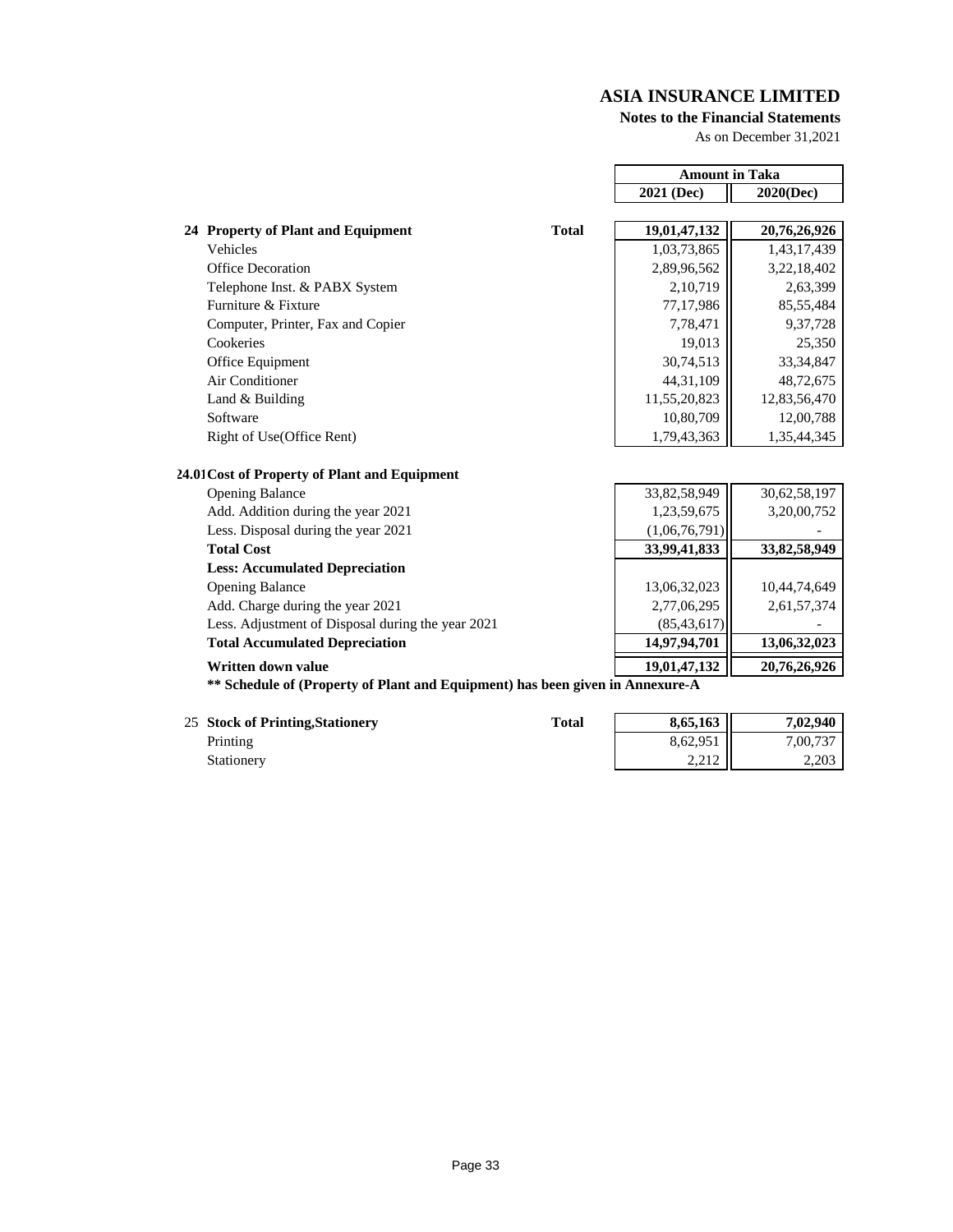# ASIA INSURANCE LIMITED

**Notes to the Financial Statements**

As on December 31,2021

| | | Amount in Taka | |
|---|---|---|---|
| | | 2021 (Dec) | 2020(Dec) |
| **24 Property of Plant and Equipment** | **Total** | **19,01,47,132** | **20,76,26,926** |
| Vehicles | | 1,03,73,865 | 1,43,17,439 |
| Office Decoration | | 2,89,96,562 | 3,22,18,402 |
| Telephone Inst. & PABX System | | 2,10,719 | 2,63,399 |
| Furniture & Fixture | | 77,17,986 | 85,55,484 |
| Computer, Printer, Fax and Copier | | 7,78,471 | 9,37,728 |
| Cookeries | | 19,013 | 25,350 |
| Office Equipment | | 30,74,513 | 33,34,847 |
| Air Conditioner | | 44,31,109 | 48,72,675 |
| Land & Building | | 11,55,20,823 | 12,83,56,470 |
| Software | | 10,80,709 | 12,00,788 |
| Right of Use(Office Rent) | | 1,79,43,363 | 1,35,44,345 |

**24.01 Cost of Property of Plant and Equipment**

| | 2021 (Dec) | 2020(Dec) |
|---|---|---|
| Opening Balance | 33,82,58,949 | 30,62,58,197 |
| Add. Addition during the year 2021 | 1,23,59,675 | 3,20,00,752 |
| Less. Disposal during the year 2021 | (1,06,76,791) | - |
| **Total Cost** | **33,99,41,833** | **33,82,58,949** |
| **Less: Accumulated Depreciation** | | |
| Opening Balance | 13,06,32,023 | 10,44,74,649 |
| Add. Charge during the year 2021 | 2,77,06,295 | 2,61,57,374 |
| Less. Adjustment of Disposal during the year 2021 | (85,43,617) | - |
| **Total Accumulated Depreciation** | **14,97,94,701** | **13,06,32,023** |
| **Written down value** | **19,01,47,132** | **20,76,26,926** |

**** Schedule of (Property of Plant and Equipment) has been given in Annexure-A**

| | | 2021 (Dec) | 2020(Dec) |
|---|---|---|---|
| 25 **Stock of Printing,Stationery** | **Total** | **8,65,163** | **7,02,940** |
| Printing | | 8,62,951 | 7,00,737 |
| Stationery | | 2,212 | 2,203 |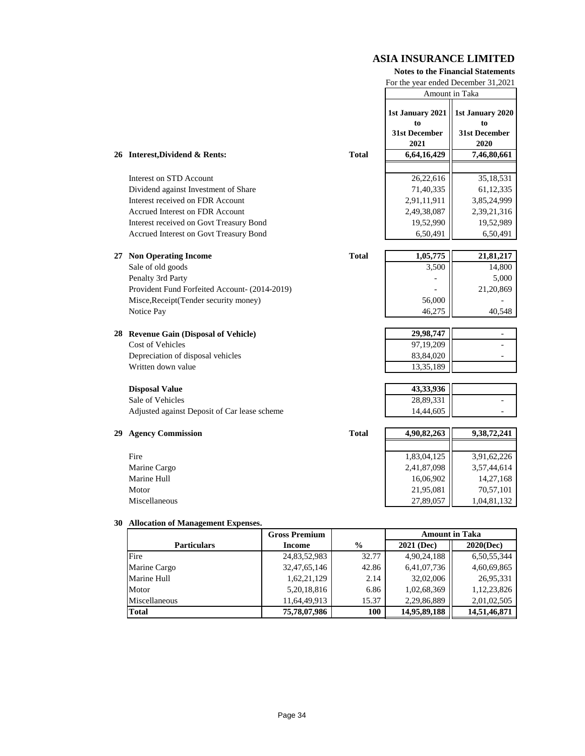# ASIA INSURANCE LIMITED

**Notes to the Financial Statements**

For the year ended December 31,2021

| | | Amount in Taka | |
|---|---|---|---|
| | | **1st January 2021 to 31st December 2021** | **1st January 2020 to 31st December 2020** |
| **26 Interest,Dividend & Rents:** | **Total** | **6,64,16,429** | **7,46,80,661** |
| Interest on STD Account | | 26,22,616 | 35,18,531 |
| Dividend against Investment of Share | | 71,40,335 | 61,12,335 |
| Interest received on FDR Account | | 2,91,11,911 | 3,85,24,999 |
| Accrued Interest on FDR Account | | 2,49,38,087 | 2,39,21,316 |
| Interest received on Govt Treasury Bond | | 19,52,990 | 19,52,989 |
| Accrued Interest on Govt Treasury Bond | | 6,50,491 | 6,50,491 |
| **27 Non Operating Income** | **Total** | **1,05,775** | **21,81,217** |
| Sale of old goods | | 3,500 | 14,800 |
| Penalty 3rd Party | | - | 5,000 |
| Provident Fund Forfeited Account- (2014-2019) | | - | 21,20,869 |
| Misce,Receipt(Tender security money) | | 56,000 | - |
| Notice Pay | | 46,275 | 40,548 |
| **28 Revenue Gain (Disposal of Vehicle)** | | **29,98,747** | - |
| Cost of Vehicles | | 97,19,209 | - |
| Depreciation of disposal vehicles | | 83,84,020 | - |
| Written down value | | 13,35,189 | |
| **Disposal Value** | | **43,33,936** | |
| Sale of Vehicles | | 28,89,331 | - |
| Adjusted against Deposit of Car lease scheme | | 14,44,605 | - |
| **29 Agency Commission** | **Total** | **4,90,82,263** | **9,38,72,241** |
| Fire | | 1,83,04,125 | 3,91,62,226 |
| Marine Cargo | | 2,41,87,098 | 3,57,44,614 |
| Marine Hull | | 16,06,902 | 14,27,168 |
| Motor | | 21,95,081 | 70,57,101 |
| Miscellaneous | | 27,89,057 | 1,04,81,132 |

**30 Allocation of Management Expenses.**

| Particulars | Gross Premium Income | % | Amount in Taka 2021 (Dec) | Amount in Taka 2020(Dec) |
|---|---|---|---|---|
| Fire | 24,83,52,983 | 32.77 | 4,90,24,188 | 6,50,55,344 |
| Marine Cargo | 32,47,65,146 | 42.86 | 6,41,07,736 | 4,60,69,865 |
| Marine Hull | 1,62,21,129 | 2.14 | 32,02,006 | 26,95,331 |
| Motor | 5,20,18,816 | 6.86 | 1,02,68,369 | 1,12,23,826 |
| Miscellaneous | 11,64,49,913 | 15.37 | 2,29,86,889 | 2,01,02,505 |
| **Total** | **75,78,07,986** | **100** | **14,95,89,188** | **14,51,46,871** |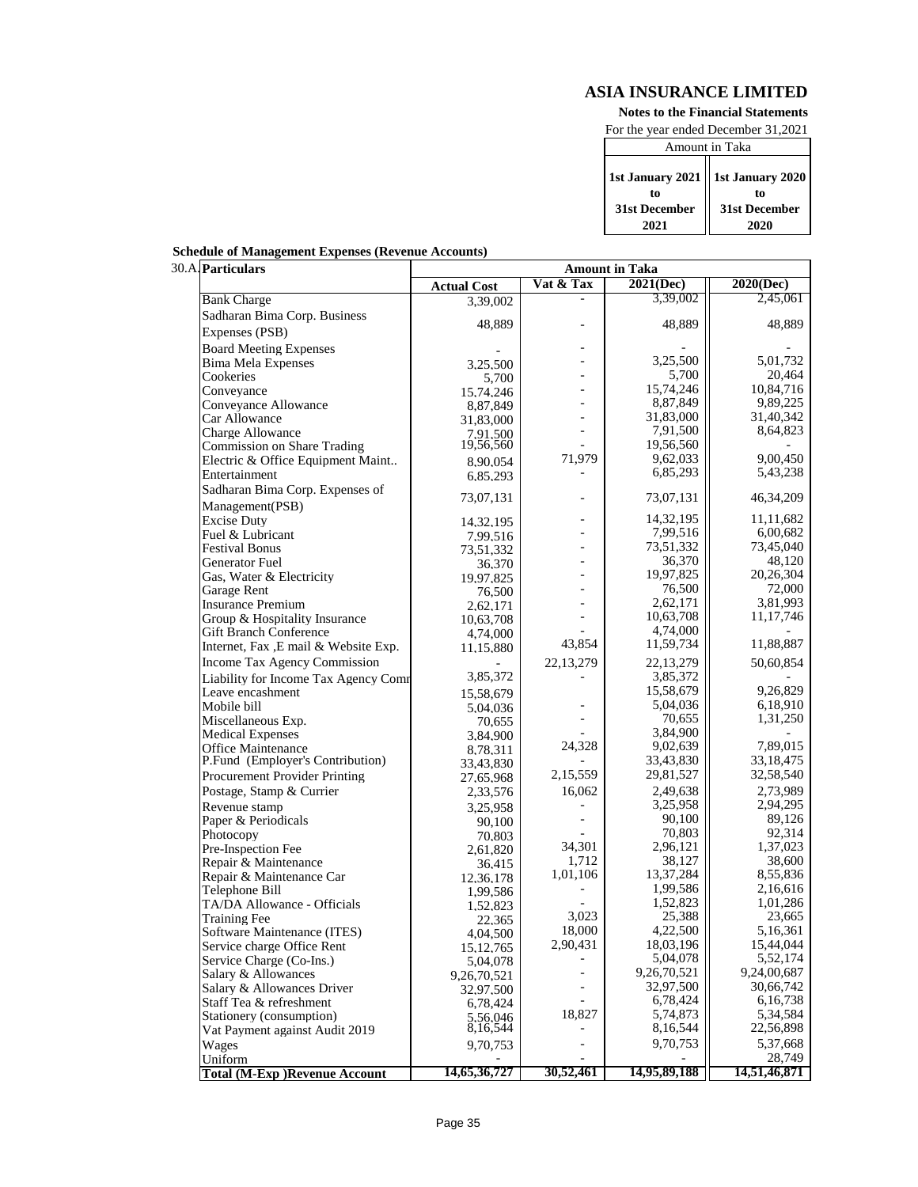# ASIA INSURANCE LIMITED

**Notes to the Financial Statements**

For the year ended December 31,2021

| Amount in Taka | |
|---|---|
| **1st January 2021 to 31st December 2021** | **1st January 2020 to 31st December 2020** |

**Schedule of Management Expenses (Revenue Accounts)**

30.A.

| Particulars | Amount in Taka | | | |
|---|---|---|---|---|
| | **Actual Cost** | **Vat & Tax** | **2021(Dec)** | **2020(Dec)** |
| Bank Charge | 3,39,002 | - | 3,39,002 | 2,45,061 |
| Sadharan Bima Corp. Business Expenses (PSB) | 48,889 | - | 48,889 | 48,889 |
| Board Meeting Expenses | - | - | - | - |
| Bima Mela Expenses | 3,25,500 | - | 3,25,500 | 5,01,732 |
| Cookeries | 5,700 | - | 5,700 | 20,464 |
| Conveyance | 15,74,246 | - | 15,74,246 | 10,84,716 |
| Conveyance Allowance | 8,87,849 | - | 8,87,849 | 9,89,225 |
| Car Allowance | 31,83,000 | - | 31,83,000 | 31,40,342 |
| Charge Allowance | 7,91,500 | - | 7,91,500 | 8,64,823 |
| Commission on Share Trading | 19,56,560 | - | 19,56,560 | - |
| Electric & Office Equipment Maint.. | 8,90,054 | 71,979 | 9,62,033 | 9,00,450 |
| Entertainment | 6,85,293 | - | 6,85,293 | 5,43,238 |
| Sadharan Bima Corp. Expenses of Management(PSB) | 73,07,131 | - | 73,07,131 | 46,34,209 |
| Excise Duty | 14,32,195 | - | 14,32,195 | 11,11,682 |
| Fuel & Lubricant | 7,99,516 | - | 7,99,516 | 6,00,682 |
| Festival Bonus | 73,51,332 | - | 73,51,332 | 73,45,040 |
| Generator Fuel | 36,370 | - | 36,370 | 48,120 |
| Gas, Water & Electricity | 19,97,825 | - | 19,97,825 | 20,26,304 |
| Garage Rent | 76,500 | - | 76,500 | 72,000 |
| Insurance Premium | 2,62,171 | - | 2,62,171 | 3,81,993 |
| Group & Hospitality Insurance | 10,63,708 | - | 10,63,708 | 11,17,746 |
| Gift Branch Conference | 4,74,000 | - | 4,74,000 | - |
| Internet, Fax ,E mail & Website Exp. | 11,15,880 | 43,854 | 11,59,734 | 11,88,887 |
| Income Tax Agency Commission | - | 22,13,279 | 22,13,279 | 50,60,854 |
| Liability for Income Tax Agency Comr | 3,85,372 | - | 3,85,372 | - |
| Leave encashment | 15,58,679 | | 15,58,679 | 9,26,829 |
| Mobile bill | 5,04,036 | - | 5,04,036 | 6,18,910 |
| Miscellaneous Exp. | 70,655 | - | 70,655 | 1,31,250 |
| Medical Expenses | 3,84,900 | - | 3,84,900 | - |
| Office Maintenance | 8,78,311 | 24,328 | 9,02,639 | 7,89,015 |
| P.Fund (Employer's Contribution) | 33,43,830 | - | 33,43,830 | 33,18,475 |
| Procurement Provider Printing | 27,65,968 | 2,15,559 | 29,81,527 | 32,58,540 |
| Postage, Stamp & Currier | 2,33,576 | 16,062 | 2,49,638 | 2,73,989 |
| Revenue stamp | 3,25,958 | - | 3,25,958 | 2,94,295 |
| Paper & Periodicals | 90,100 | - | 90,100 | 89,126 |
| Photocopy | 70,803 | - | 70,803 | 92,314 |
| Pre-Inspection Fee | 2,61,820 | 34,301 | 2,96,121 | 1,37,023 |
| Repair & Maintenance | 36,415 | 1,712 | 38,127 | 38,600 |
| Repair & Maintenance Car | 12,36,178 | 1,01,106 | 13,37,284 | 8,55,836 |
| Telephone Bill | 1,99,586 | - | 1,99,586 | 2,16,616 |
| TA/DA Allowance - Officials | 1,52,823 | - | 1,52,823 | 1,01,286 |
| Training Fee | 22,365 | 3,023 | 25,388 | 23,665 |
| Software Maintenance (ITES) | 4,04,500 | 18,000 | 4,22,500 | 5,16,361 |
| Service charge Office Rent | 15,12,765 | 2,90,431 | 18,03,196 | 15,44,044 |
| Service Charge (Co-Ins.) | 5,04,078 | - | 5,04,078 | 5,52,174 |
| Salary & Allowances | 9,26,70,521 | - | 9,26,70,521 | 9,24,00,687 |
| Salary & Allowances Driver | 32,97,500 | - | 32,97,500 | 30,66,742 |
| Staff Tea & refreshment | 6,78,424 | - | 6,78,424 | 6,16,738 |
| Stationery (consumption) | 5,56,046 | 18,827 | 5,74,873 | 5,34,584 |
| Vat Payment against Audit 2019 | 8,16,544 | - | 8,16,544 | 22,56,898 |
| Wages | 9,70,753 | - | 9,70,753 | 5,37,668 |
| Uniform | - | - | - | 28,749 |
| **Total (M-Exp )Revenue Account** | **14,65,36,727** | **30,52,461** | **14,95,89,188** | **14,51,46,871** |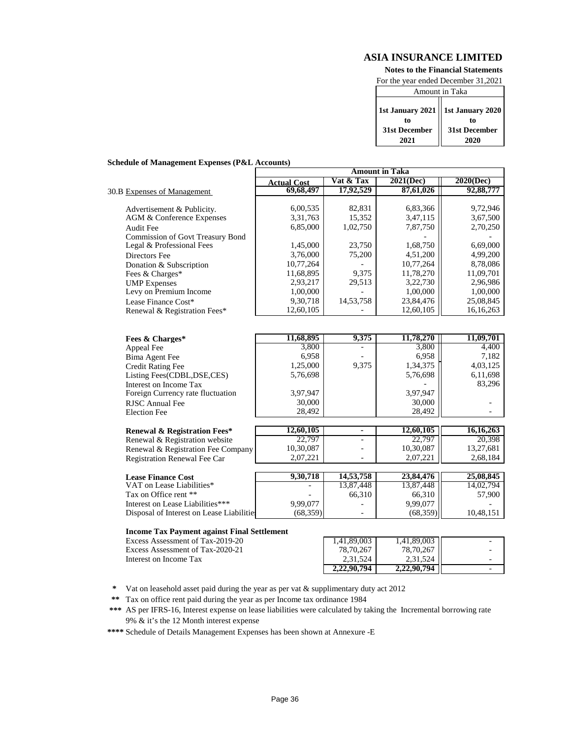# ASIA INSURANCE LIMITED

**Notes to the Financial Statements**

For the year ended December 31,2021

| Amount in Taka | |
|---|---|
| **1st January 2021 to 31st December 2021** | **1st January 2020 to 31st December 2020** |

**Schedule of Management Expenses (P&L Accounts)**

| | Amount in Taka | | | |
|---|---|---|---|---|
| | **Actual Cost** | **Vat & Tax** | **2021(Dec)** | **2020(Dec)** |
| 30.B Expenses of Management | **69,68,497** | **17,92,529** | **87,61,026** | **92,88,777** |
| Advertisement & Publicity. | 6,00,535 | 82,831 | 6,83,366 | 9,72,946 |
| AGM & Conference Expenses | 3,31,763 | 15,352 | 3,47,115 | 3,67,500 |
| Audit Fee | 6,85,000 | 1,02,750 | 7,87,750 | 2,70,250 |
| Commission of Govt Treasury Bond | | | - | - |
| Legal & Professional Fees | 1,45,000 | 23,750 | 1,68,750 | 6,69,000 |
| Directors Fee | 3,76,000 | 75,200 | 4,51,200 | 4,99,200 |
| Donation & Subscription | 10,77,264 | - | 10,77,264 | 8,78,086 |
| Fees & Charges* | 11,68,895 | 9,375 | 11,78,270 | 11,09,701 |
| UMP Expenses | 2,93,217 | 29,513 | 3,22,730 | 2,96,986 |
| Levy on Premium Income | 1,00,000 | - | 1,00,000 | 1,00,000 |
| Lease Finance Cost* | 9,30,718 | 14,53,758 | 23,84,476 | 25,08,845 |
| Renewal & Registration Fees* | 12,60,105 | - | 12,60,105 | 16,16,263 |

| | | | | |
|---|---|---|---|---|
| **Fees & Charges*** | **11,68,895** | **9,375** | **11,78,270** | **11,09,701** |
| Appeal Fee | 3,800 | - | 3,800 | 4,400 |
| Bima Agent Fee | 6,958 | - | 6,958 | 7,182 |
| Credit Rating Fee | 1,25,000 | 9,375 | 1,34,375 | 4,03,125 |
| Listing Fees(CDBL,DSE,CES) | 5,76,698 | | 5,76,698 | 6,11,698 |
| Interest on Income Tax | | | - | 83,296 |
| Foreign Currency rate fluctuation | 3,97,947 | | 3,97,947 | |
| RJSC Annual Fee | 30,000 | | 30,000 | - |
| Election Fee | 28,492 | | 28,492 | - |

| | | | | |
|---|---|---|---|---|
| **Renewal & Registration Fees*** | **12,60,105** | **-** | **12,60,105** | **16,16,263** |
| Renewal & Registration website | 22,797 | - | 22,797 | 20,398 |
| Renewal & Registration Fee Company | 10,30,087 | - | 10,30,087 | 13,27,681 |
| Registration Renewal Fee Car | 2,07,221 | - | 2,07,221 | 2,68,184 |

| | | | | |
|---|---|---|---|---|
| **Lease Finance Cost** | **9,30,718** | **14,53,758** | **23,84,476** | **25,08,845** |
| VAT on Lease Liabilities* | - | 13,87,448 | 13,87,448 | 14,02,794 |
| Tax on Office rent ** | - | 66,310 | 66,310 | 57,900 |
| Interest on Lease Liabilities*** | 9,99,077 | - | 9,99,077 | - |
| Disposal of Interest on Lease Liabilities | (68,359) | - | (68,359) | 10,48,151 |

**Income Tax Payment against Final Settlement**

| | | | |
|---|---|---|---|
| Excess Assessment of Tax-2019-20 | 1,41,89,003 | 1,41,89,003 | - |
| Excess Assessment of Tax-2020-21 | 78,70,267 | 78,70,267 | - |
| Interest on Income Tax | 2,31,524 | 2,31,524 | - |
| | **2,22,90,794** | **2,22,90,794** | - |

\* Vat on leasehold asset paid during the year as per vat & supplimentary duty act 2012

** Tax on office rent paid during the year as per Income tax ordinance 1984

*** AS per IFRS-16, Interest expense on lease liabilities were calculated by taking the Incremental borrowing rate 9% & it's the 12 Month interest expense

**** Schedule of Details Management Expenses has been shown at Annexure -E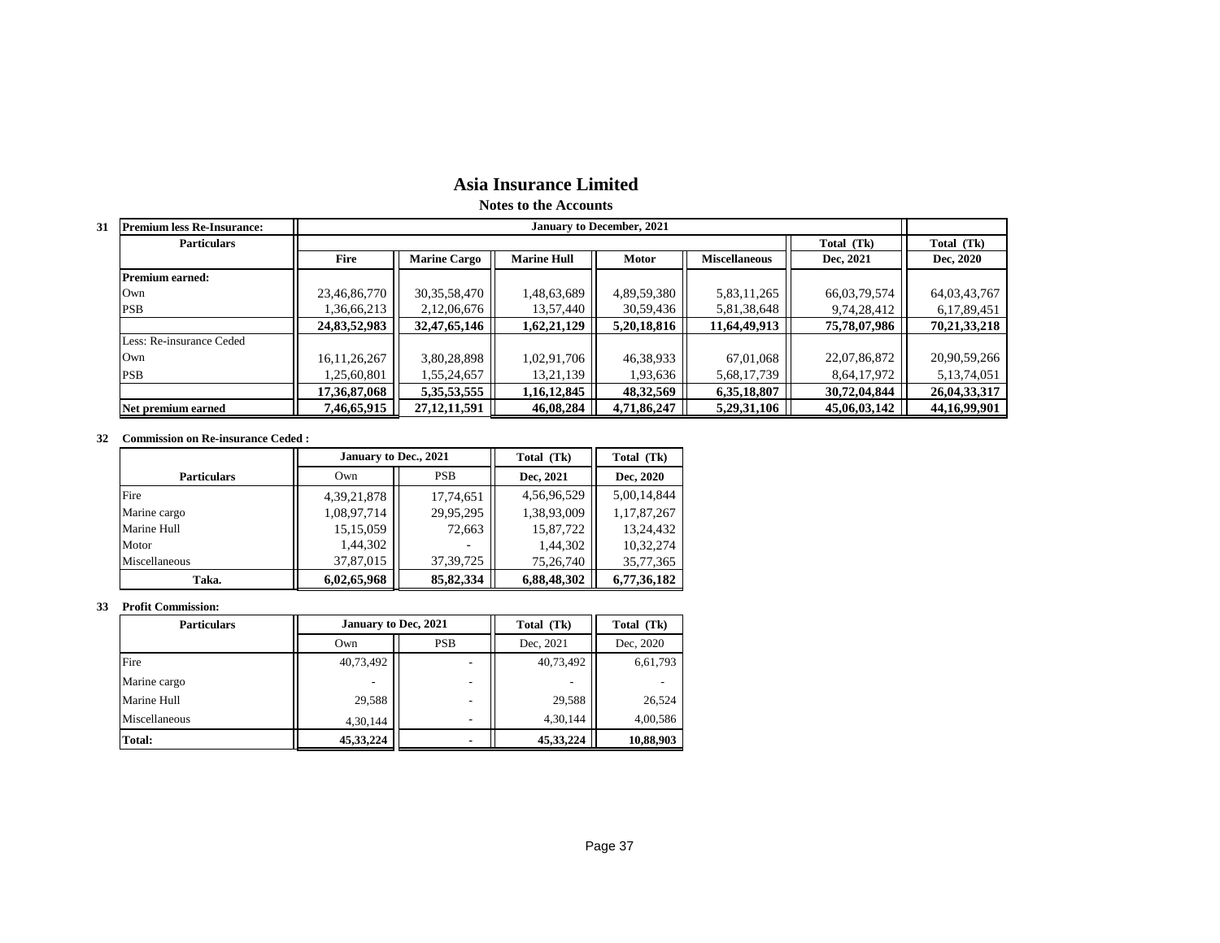# Asia Insurance Limited

## Notes to the Accounts

**31 Premium less Re-Insurance:**

| Particulars | January to December, 2021 | | | | | | |
|---|---|---|---|---|---|---|---|
| | Fire | Marine Cargo | Marine Hull | Motor | Miscellaneous | Total (Tk) Dec, 2021 | Total (Tk) Dec, 2020 |
| **Premium earned:** | | | | | | | |
| Own | 23,46,86,770 | 30,35,58,470 | 1,48,63,689 | 4,89,59,380 | 5,83,11,265 | 66,03,79,574 | 64,03,43,767 |
| PSB | 1,36,66,213 | 2,12,06,676 | 13,57,440 | 30,59,436 | 5,81,38,648 | 9,74,28,412 | 6,17,89,451 |
| | **24,83,52,983** | **32,47,65,146** | **1,62,21,129** | **5,20,18,816** | **11,64,49,913** | **75,78,07,986** | **70,21,33,218** |
| Less: Re-insurance Ceded | | | | | | | |
| Own | 16,11,26,267 | 3,80,28,898 | 1,02,91,706 | 46,38,933 | 67,01,068 | 22,07,86,872 | 20,90,59,266 |
| PSB | 1,25,60,801 | 1,55,24,657 | 13,21,139 | 1,93,636 | 5,68,17,739 | 8,64,17,972 | 5,13,74,051 |
| | **17,36,87,068** | **5,35,53,555** | **1,16,12,845** | **48,32,569** | **6,35,18,807** | **30,72,04,844** | **26,04,33,317** |
| **Net premium earned** | **7,46,65,915** | **27,12,11,591** | **46,08,284** | **4,71,86,247** | **5,29,31,106** | **45,06,03,142** | **44,16,99,901** |

**32 Commission on Re-insurance Ceded :**

| Particulars | January to Dec., 2021 | | Total (Tk) | Total (Tk) |
|---|---|---|---|---|
| | Own | PSB | Dec, 2021 | Dec, 2020 |
| Fire | 4,39,21,878 | 17,74,651 | 4,56,96,529 | 5,00,14,844 |
| Marine cargo | 1,08,97,714 | 29,95,295 | 1,38,93,009 | 1,17,87,267 |
| Marine Hull | 15,15,059 | 72,663 | 15,87,722 | 13,24,432 |
| Motor | 1,44,302 | - | 1,44,302 | 10,32,274 |
| Miscellaneous | 37,87,015 | 37,39,725 | 75,26,740 | 35,77,365 |
| **Taka.** | **6,02,65,968** | **85,82,334** | **6,88,48,302** | **6,77,36,182** |

**33 Profit Commission:**

| Particulars | January to Dec, 2021 | | Total (Tk) | Total (Tk) |
|---|---|---|---|---|
| | Own | PSB | Dec, 2021 | Dec, 2020 |
| Fire | 40,73,492 | - | 40,73,492 | 6,61,793 |
| Marine cargo | - | - | - | - |
| Marine Hull | 29,588 | - | 29,588 | 26,524 |
| Miscellaneous | 4,30,144 | - | 4,30,144 | 4,00,586 |
| **Total:** | **45,33,224** | **-** | **45,33,224** | **10,88,903** |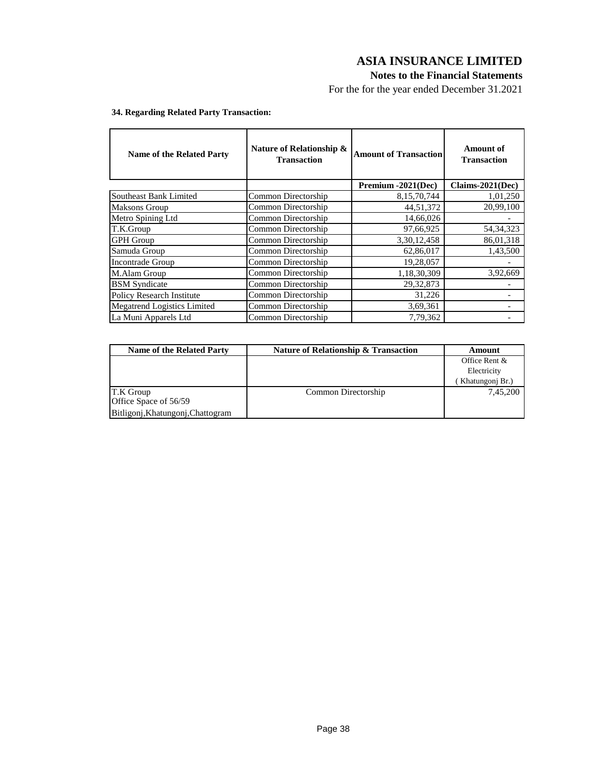# ASIA INSURANCE LIMITED

**Notes to the Financial Statements**

For the for the year ended December 31.2021

**34. Regarding Related Party Transaction:**

| Name of the Related Party | Nature of Relationship & Transaction | Amount of Transaction | Amount of Transaction |
|---|---|---|---|
| | | Premium -2021(Dec) | Claims-2021(Dec) |
| Southeast Bank Limited | Common Directorship | 8,15,70,744 | 1,01,250 |
| Maksons Group | Common Directorship | 44,51,372 | 20,99,100 |
| Metro Spining Ltd | Common Directorship | 14,66,026 | - |
| T.K.Group | Common Directorship | 97,66,925 | 54,34,323 |
| GPH Group | Common Directorship | 3,30,12,458 | 86,01,318 |
| Samuda Group | Common Directorship | 62,86,017 | 1,43,500 |
| Incontrade Group | Common Directorship | 19,28,057 | - |
| M.Alam Group | Common Directorship | 1,18,30,309 | 3,92,669 |
| BSM Syndicate | Common Directorship | 29,32,873 | - |
| Policy Research Institute | Common Directorship | 31,226 | - |
| Megatrend Logistics Limited | Common Directorship | 3,69,361 | - |
| La Muni Apparels Ltd | Common Directorship | 7,79,362 | - |

| Name of the Related Party | Nature of Relationship & Transaction | Amount |
|---|---|---|
| | | Office Rent & Electricity ( Khatungonj Br.) |
| T.K Group Office Space of 56/59 Bitligonj,Khatungonj,Chattogram | Common Directorship | 7,45,200 |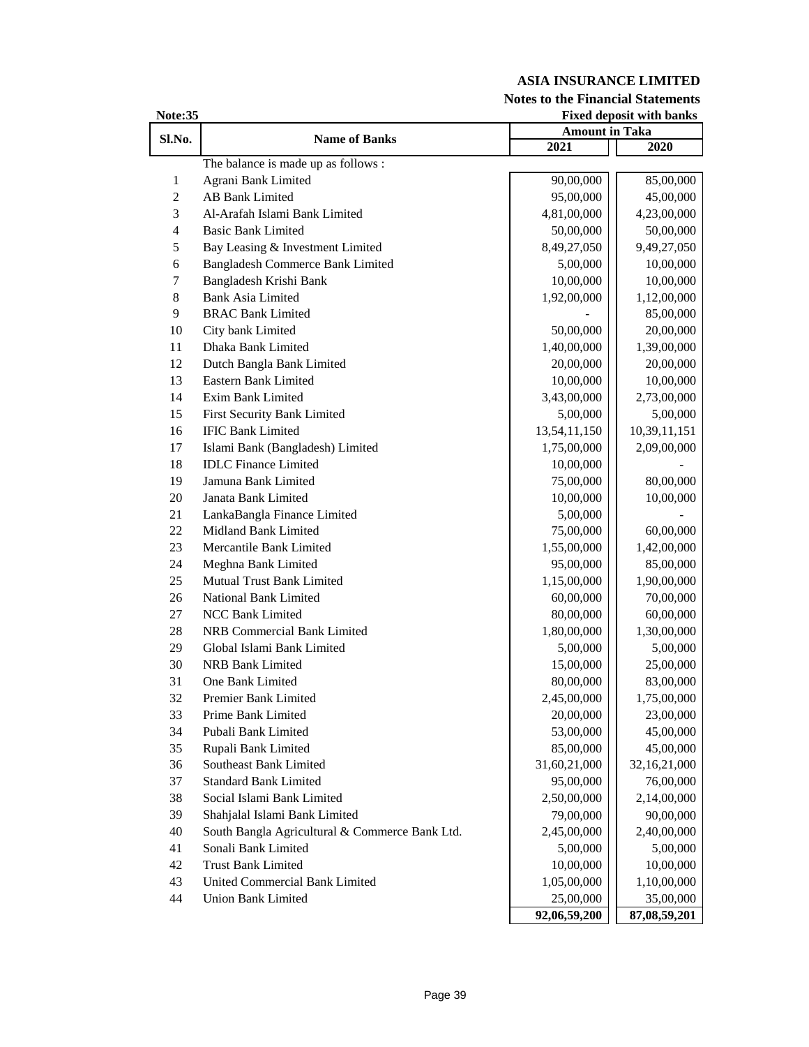# ASIA INSURANCE LIMITED

## Notes to the Financial Statements

**Note:35** **Fixed deposit with banks**

| Sl.No. | Name of Banks | Amount in Taka | |
|---|---|---|---|
| | | 2021 | 2020 |
| | The balance is made up as follows : | | |
| 1 | Agrani Bank Limited | 90,00,000 | 85,00,000 |
| 2 | AB Bank Limited | 95,00,000 | 45,00,000 |
| 3 | Al-Arafah Islami Bank Limited | 4,81,00,000 | 4,23,00,000 |
| 4 | Basic Bank Limited | 50,00,000 | 50,00,000 |
| 5 | Bay Leasing & Investment Limited | 8,49,27,050 | 9,49,27,050 |
| 6 | Bangladesh Commerce Bank Limited | 5,00,000 | 10,00,000 |
| 7 | Bangladesh Krishi Bank | 10,00,000 | 10,00,000 |
| 8 | Bank Asia Limited | 1,92,00,000 | 1,12,00,000 |
| 9 | BRAC Bank Limited | - | 85,00,000 |
| 10 | City bank Limited | 50,00,000 | 20,00,000 |
| 11 | Dhaka Bank Limited | 1,40,00,000 | 1,39,00,000 |
| 12 | Dutch Bangla Bank Limited | 20,00,000 | 20,00,000 |
| 13 | Eastern Bank Limited | 10,00,000 | 10,00,000 |
| 14 | Exim Bank Limited | 3,43,00,000 | 2,73,00,000 |
| 15 | First Security Bank Limited | 5,00,000 | 5,00,000 |
| 16 | IFIC Bank Limited | 13,54,11,150 | 10,39,11,151 |
| 17 | Islami Bank (Bangladesh) Limited | 1,75,00,000 | 2,09,00,000 |
| 18 | IDLC Finance Limited | 10,00,000 | - |
| 19 | Jamuna Bank Limited | 75,00,000 | 80,00,000 |
| 20 | Janata Bank Limited | 10,00,000 | 10,00,000 |
| 21 | LankaBangla Finance Limited | 5,00,000 | - |
| 22 | Midland Bank Limited | 75,00,000 | 60,00,000 |
| 23 | Mercantile Bank Limited | 1,55,00,000 | 1,42,00,000 |
| 24 | Meghna Bank Limited | 95,00,000 | 85,00,000 |
| 25 | Mutual Trust Bank Limited | 1,15,00,000 | 1,90,00,000 |
| 26 | National Bank Limited | 60,00,000 | 70,00,000 |
| 27 | NCC Bank Limited | 80,00,000 | 60,00,000 |
| 28 | NRB Commercial Bank Limited | 1,80,00,000 | 1,30,00,000 |
| 29 | Global Islami Bank Limited | 5,00,000 | 5,00,000 |
| 30 | NRB Bank Limited | 15,00,000 | 25,00,000 |
| 31 | One Bank Limited | 80,00,000 | 83,00,000 |
| 32 | Premier Bank Limited | 2,45,00,000 | 1,75,00,000 |
| 33 | Prime Bank Limited | 20,00,000 | 23,00,000 |
| 34 | Pubali Bank Limited | 53,00,000 | 45,00,000 |
| 35 | Rupali Bank Limited | 85,00,000 | 45,00,000 |
| 36 | Southeast Bank Limited | 31,60,21,000 | 32,16,21,000 |
| 37 | Standard Bank Limited | 95,00,000 | 76,00,000 |
| 38 | Social Islami Bank Limited | 2,50,00,000 | 2,14,00,000 |
| 39 | Shahjalal Islami Bank Limited | 79,00,000 | 90,00,000 |
| 40 | South Bangla Agricultural & Commerce Bank Ltd. | 2,45,00,000 | 2,40,00,000 |
| 41 | Sonali Bank Limited | 5,00,000 | 5,00,000 |
| 42 | Trust Bank Limited | 10,00,000 | 10,00,000 |
| 43 | United Commercial Bank Limited | 1,05,00,000 | 1,10,00,000 |
| 44 | Union Bank Limited | 25,00,000 | 35,00,000 |
| | | **92,06,59,200** | **87,08,59,201** |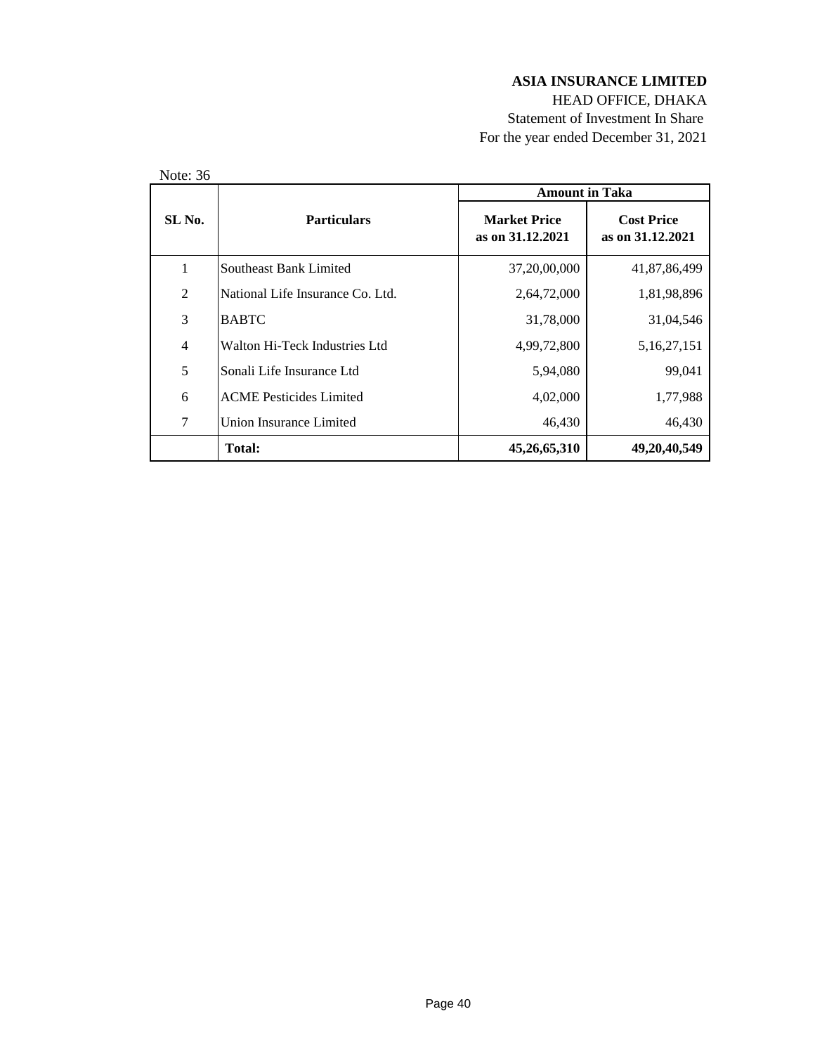**ASIA INSURANCE LIMITED**

HEAD OFFICE, DHAKA

Statement of Investment In Share

For the year ended December 31, 2021

Note: 36

| SL No. | Particulars | Amount in Taka | |
|---|---|---|---|
| | | **Market Price as on 31.12.2021** | **Cost Price as on 31.12.2021** |
| 1 | Southeast Bank Limited | 37,20,00,000 | 41,87,86,499 |
| 2 | National Life Insurance Co. Ltd. | 2,64,72,000 | 1,81,98,896 |
| 3 | BABTC | 31,78,000 | 31,04,546 |
| 4 | Walton Hi-Teck Industries Ltd | 4,99,72,800 | 5,16,27,151 |
| 5 | Sonali Life Insurance Ltd | 5,94,080 | 99,041 |
| 6 | ACME Pesticides Limited | 4,02,000 | 1,77,988 |
| 7 | Union Insurance Limited | 46,430 | 46,430 |
| | **Total:** | **45,26,65,310** | **49,20,40,549** |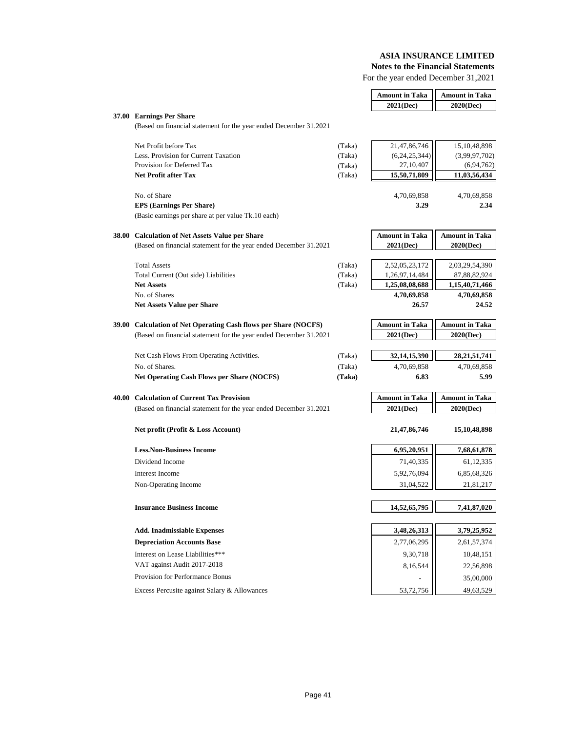**ASIA INSURANCE LIMITED**
**Notes to the Financial Statements**
For the year ended December 31,2021

## 37.00 Earnings Per Share

(Based on financial statement for the year ended December 31.2021

| | | Amount in Taka 2021(Dec) | Amount in Taka 2020(Dec) |
|---|---|---|---|
| Net Profit before Tax | (Taka) | 21,47,86,746 | 15,10,48,898 |
| Less. Provision for Current Taxation | (Taka) | (6,24,25,344) | (3,99,97,702) |
| Provision for Deferred Tax | (Taka) | 27,10,407 | (6,94,762) |
| **Net Profit after Tax** | (Taka) | **15,50,71,809** | **11,03,56,434** |
| No. of Share | | 4,70,69,858 | 4,70,69,858 |
| **EPS (Earnings Per Share)** | | **3.29** | **2.34** |

(Basic earnings per share at per value Tk.10 each)

## 38.00 Calculation of Net Assets Value per Share

(Based on financial statement for the year ended December 31.2021

| | | Amount in Taka 2021(Dec) | Amount in Taka 2020(Dec) |
|---|---|---|---|
| Total Assets | (Taka) | 2,52,05,23,172 | 2,03,29,54,390 |
| Total Current (Out side) Liabilities | (Taka) | 1,26,97,14,484 | 87,88,82,924 |
| **Net Assets** | (Taka) | **1,25,08,08,688** | **1,15,40,71,466** |
| No. of Shares | | **4,70,69,858** | **4,70,69,858** |
| **Net Assets Value per Share** | | **26.57** | **24.52** |

## 39.00 Calculation of Net Operating Cash flows per Share (NOCFS)

(Based on financial statement for the year ended December 31.2021

| | | Amount in Taka 2021(Dec) | Amount in Taka 2020(Dec) |
|---|---|---|---|
| Net Cash Flows From Operating Activities. | (Taka) | **32,14,15,390** | **28,21,51,741** |
| No. of Shares. | (Taka) | 4,70,69,858 | 4,70,69,858 |
| **Net Operating Cash Flows per Share (NOCFS)** | **(Taka)** | **6.83** | **5.99** |

## 40.00 Calculation of Current Tax Provision

(Based on financial statement for the year ended December 31.2021

| | Amount in Taka 2021(Dec) | Amount in Taka 2020(Dec) |
|---|---|---|
| **Net profit (Profit & Loss Account)** | **21,47,86,746** | **15,10,48,898** |
| **Less.Non-Business Income** | **6,95,20,951** | **7,68,61,878** |
| Dividend Income | 71,40,335 | 61,12,335 |
| Interest Income | 5,92,76,094 | 6,85,68,326 |
| Non-Operating Income | 31,04,522 | 21,81,217 |
| **Insurance Business Income** | **14,52,65,795** | **7,41,87,020** |
| **Add. Inadmissiable Expenses** | **3,48,26,313** | **3,79,25,952** |
| **Depreciation Accounts Base** | 2,77,06,295 | 2,61,57,374 |
| Interest on Lease Liabilities*** | 9,30,718 | 10,48,151 |
| VAT against Audit 2017-2018 | 8,16,544 | 22,56,898 |
| Provision for Performance Bonus | - | 35,00,000 |
| Excess Percusite against Salary & Allowances | 53,72,756 | 49,63,529 |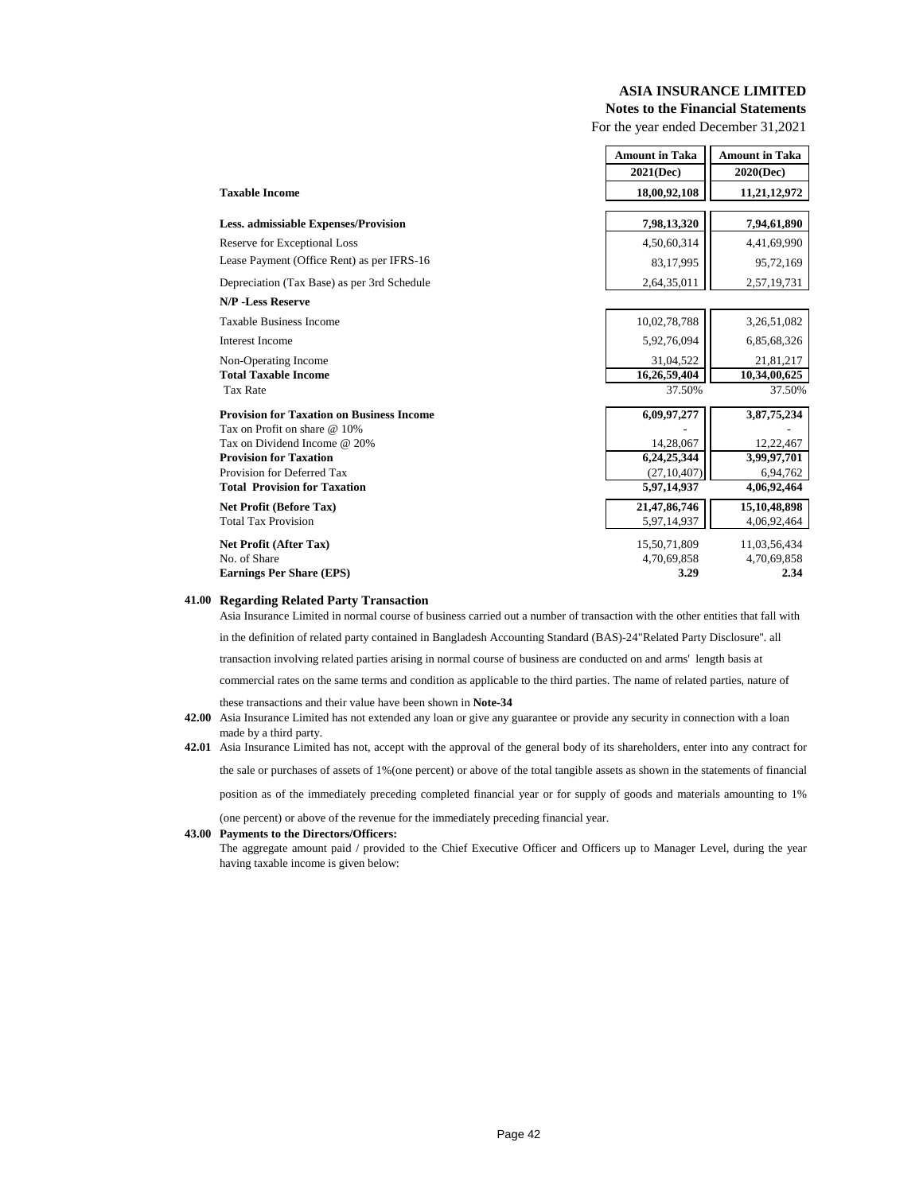**ASIA INSURANCE LIMITED**
**Notes to the Financial Statements**
For the year ended December 31,2021

| | Amount in Taka 2021(Dec) | Amount in Taka 2020(Dec) |
|---|---|---|
| **Taxable Income** | **18,00,92,108** | **11,21,12,972** |
| **Less. admissiable Expenses/Provision** | **7,98,13,320** | **7,94,61,890** |
| Reserve for Exceptional Loss | 4,50,60,314 | 4,41,69,990 |
| Lease Payment (Office Rent) as per IFRS-16 | 83,17,995 | 95,72,169 |
| Depreciation (Tax Base) as per 3rd Schedule | 2,64,35,011 | 2,57,19,731 |
| **N/P -Less Reserve** | | |
| Taxable Business Income | 10,02,78,788 | 3,26,51,082 |
| Interest Income | 5,92,76,094 | 6,85,68,326 |
| Non-Operating Income | 31,04,522 | 21,81,217 |
| **Total Taxable Income** | **16,26,59,404** | **10,34,00,625** |
| Tax Rate | 37.50% | 37.50% |
| **Provision for Taxation on Business Income** | **6,09,97,277** | **3,87,75,234** |
| Tax on Profit on share @ 10% | - | - |
| Tax on Dividend Income @ 20% | 14,28,067 | 12,22,467 |
| **Provision for Taxation** | **6,24,25,344** | **3,99,97,701** |
| Provision for Deferred Tax | (27,10,407) | 6,94,762 |
| **Total Provision for Taxation** | **5,97,14,937** | **4,06,92,464** |
| **Net Profit (Before Tax)** | **21,47,86,746** | **15,10,48,898** |
| Total Tax Provision | 5,97,14,937 | 4,06,92,464 |
| **Net Profit (After Tax)** | 15,50,71,809 | 11,03,56,434 |
| No. of Share | 4,70,69,858 | 4,70,69,858 |
| **Earnings Per Share (EPS)** | **3.29** | **2.34** |

**41.00 Regarding Related Party Transaction**

Asia Insurance Limited in normal course of business carried out a number of transaction with the other entities that fall with in the definition of related party contained in Bangladesh Accounting Standard (BAS)-24"Related Party Disclosure". all transaction involving related parties arising in normal course of business are conducted on and arms' length basis at commercial rates on the same terms and condition as applicable to the third parties. The name of related parties, nature of these transactions and their value have been shown in **Note-34**

**42.00** Asia Insurance Limited has not extended any loan or give any guarantee or provide any security in connection with a loan made by a third party.

**42.01** Asia Insurance Limited has not, accept with the approval of the general body of its shareholders, enter into any contract for the sale or purchases of assets of 1%(one percent) or above of the total tangible assets as shown in the statements of financial position as of the immediately preceding completed financial year or for supply of goods and materials amounting to 1% (one percent) or above of the revenue for the immediately preceding financial year.

**43.00 Payments to the Directors/Officers:**

The aggregate amount paid / provided to the Chief Executive Officer and Officers up to Manager Level, during the year having taxable income is given below: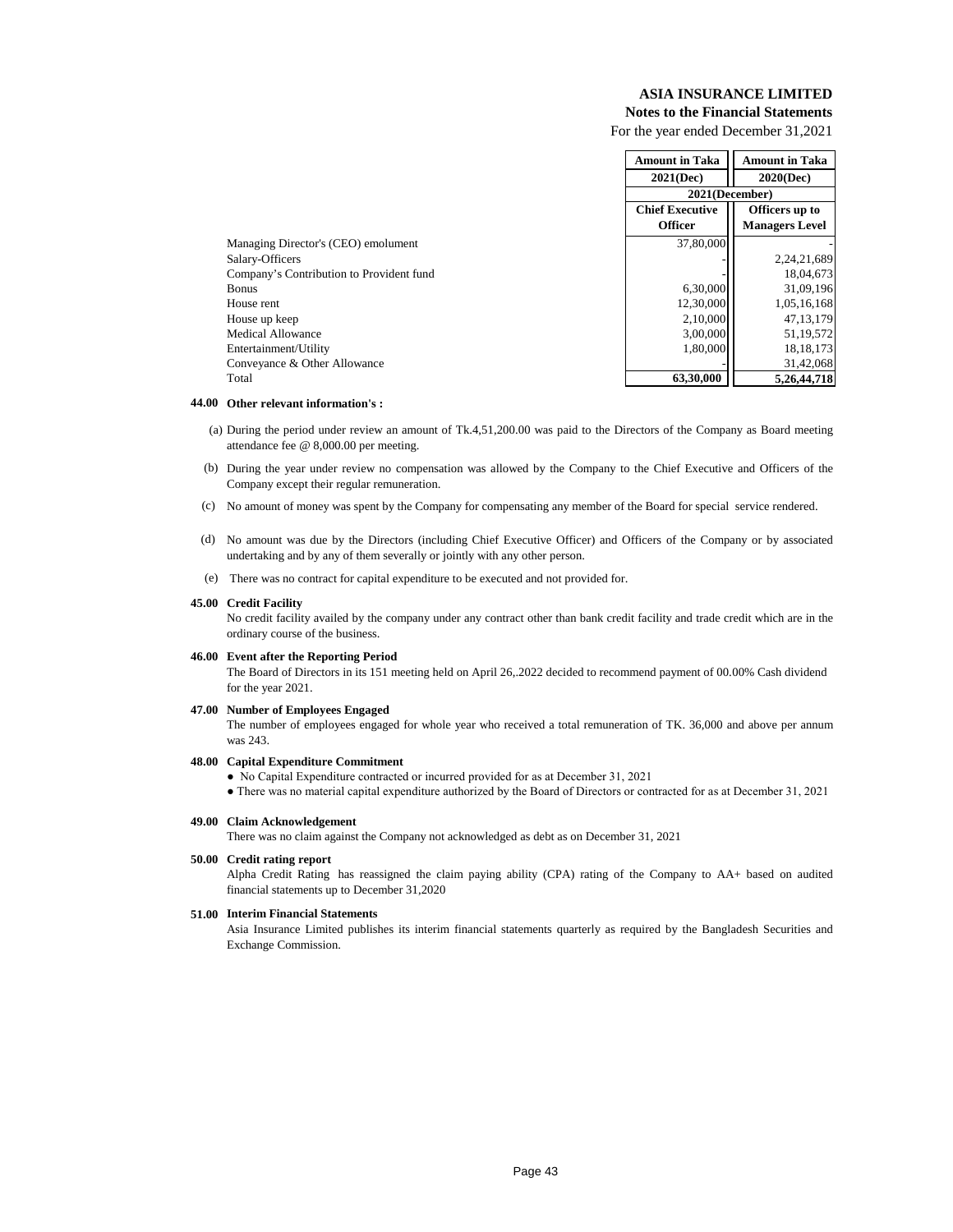**ASIA INSURANCE LIMITED**
**Notes to the Financial Statements**
For the year ended December 31,2021

| | Amount in Taka | Amount in Taka |
|---|---|---|
| | 2021(Dec) | 2020(Dec) |
| | 2021(December) | |
| | Chief Executive Officer | Officers up to Managers Level |
| Managing Director's (CEO) emolument | 37,80,000 | - |
| Salary-Officers | - | 2,24,21,689 |
| Company's Contribution to Provident fund | - | 18,04,673 |
| Bonus | 6,30,000 | 31,09,196 |
| House rent | 12,30,000 | 1,05,16,168 |
| House up keep | 2,10,000 | 47,13,179 |
| Medical Allowance | 3,00,000 | 51,19,572 |
| Entertainment/Utility | 1,80,000 | 18,18,173 |
| Conveyance & Other Allowance | - | 31,42,068 |
| Total | **63,30,000** | **5,26,44,718** |

**44.00 Other relevant information's :**

(a) During the period under review an amount of Tk.4,51,200.00 was paid to the Directors of the Company as Board meeting attendance fee @ 8,000.00 per meeting.

(b) During the year under review no compensation was allowed by the Company to the Chief Executive and Officers of the Company except their regular remuneration.

(c) No amount of money was spent by the Company for compensating any member of the Board for special service rendered.

(d) No amount was due by the Directors (including Chief Executive Officer) and Officers of the Company or by associated undertaking and by any of them severally or jointly with any other person.

(e) There was no contract for capital expenditure to be executed and not provided for.

**45.00 Credit Facility**

No credit facility availed by the company under any contract other than bank credit facility and trade credit which are in the ordinary course of the business.

**46.00 Event after the Reporting Period**

The Board of Directors in its 151 meeting held on April 26,.2022 decided to recommend payment of 00.00% Cash dividend for the year 2021.

**47.00 Number of Employees Engaged**

The number of employees engaged for whole year who received a total remuneration of TK. 36,000 and above per annum was 243.

**48.00 Capital Expenditure Commitment**

- No Capital Expenditure contracted or incurred provided for as at December 31, 2021
- There was no material capital expenditure authorized by the Board of Directors or contracted for as at December 31, 2021

**49.00 Claim Acknowledgement**

There was no claim against the Company not acknowledged as debt as on December 31, 2021

**50.00 Credit rating report**

Alpha Credit Rating has reassigned the claim paying ability (CPA) rating of the Company to AA+ based on audited financial statements up to December 31,2020

**51.00 Interim Financial Statements**

Asia Insurance Limited publishes its interim financial statements quarterly as required by the Bangladesh Securities and Exchange Commission.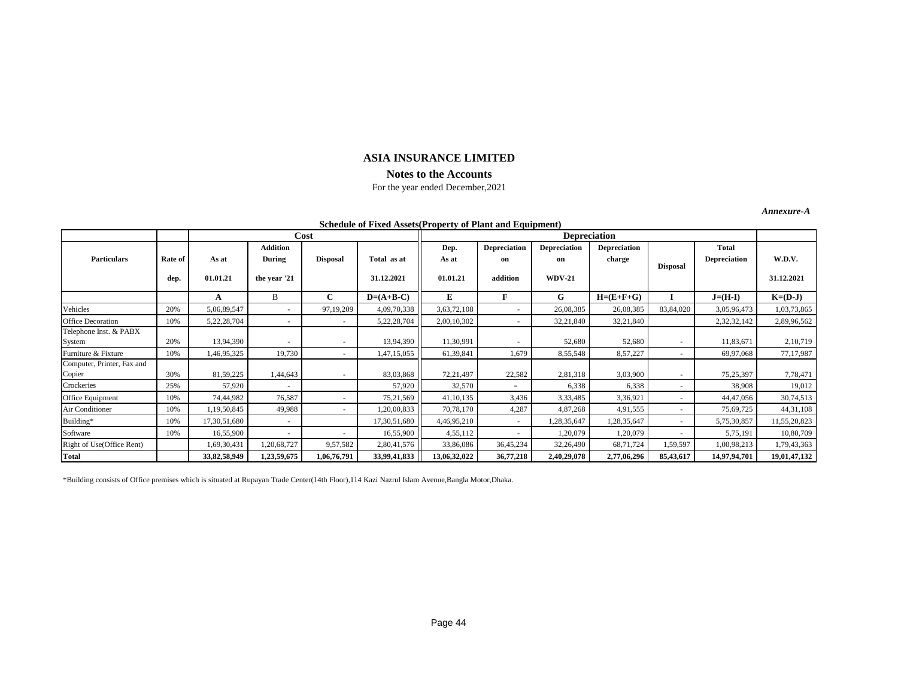# ASIA INSURANCE LIMITED

## Notes to the Accounts

For the year ended December,2021

*Annexure-A*

**Schedule of Fixed Assets(Property of Plant and Equipment)**

| Particulars | Rate of dep. | Cost | | | | Depreciation | | | | | | W.D.V. |
|---|---|---|---|---|---|---|---|---|---|---|---|---|
| | | As at 01.01.21 | Addition During the year '21 | Disposal | Total as at 31.12.2021 | Dep. As at 01.01.21 | Depreciation on addition | Depreciation on WDV-21 | Depreciation charge | Disposal | Total Depreciation | W.D.V. 31.12.2021 |
| | | A | B | C | D=(A+B-C) | E | F | G | H=(E+F+G) | I | J=(H-I) | K=(D-J) |
| Vehicles | 20% | 5,06,89,547 | - | 97,19,209 | 4,09,70,338 | 3,63,72,108 | - | 26,08,385 | 26,08,385 | 83,84,020 | 3,05,96,473 | 1,03,73,865 |
| Office Decoration | 10% | 5,22,28,704 | - | - | 5,22,28,704 | 2,00,10,302 | - | 32,21,840 | 32,21,840 | | 2,32,32,142 | 2,89,96,562 |
| Telephone Inst. & PABX System | 20% | 13,94,390 | - | - | 13,94,390 | 11,30,991 | - | 52,680 | 52,680 | - | 11,83,671 | 2,10,719 |
| Furniture & Fixture | 10% | 1,46,95,325 | 19,730 | - | 1,47,15,055 | 61,39,841 | 1,679 | 8,55,548 | 8,57,227 | - | 69,97,068 | 77,17,987 |
| Computer, Printer, Fax and Copier | 30% | 81,59,225 | 1,44,643 | - | 83,03,868 | 72,21,497 | 22,582 | 2,81,318 | 3,03,900 | - | 75,25,397 | 7,78,471 |
| Crockeries | 25% | 57,920 | - | | 57,920 | 32,570 | - | 6,338 | 6,338 | - | 38,908 | 19,012 |
| Office Equipment | 10% | 74,44,982 | 76,587 | - | 75,21,569 | 41,10,135 | 3,436 | 3,33,485 | 3,36,921 | - | 44,47,056 | 30,74,513 |
| Air Conditioner | 10% | 1,19,50,845 | 49,988 | - | 1,20,00,833 | 70,78,170 | 4,287 | 4,87,268 | 4,91,555 | - | 75,69,725 | 44,31,108 |
| Building* | 10% | 17,30,51,680 | - | | 17,30,51,680 | 4,46,95,210 | - | 1,28,35,647 | 1,28,35,647 | - | 5,75,30,857 | 11,55,20,823 |
| Software | 10% | 16,55,900 | - | - | 16,55,900 | 4,55,112 | - | 1,20,079 | 1,20,079 | - | 5,75,191 | 10,80,709 |
| Right of Use(Office Rent) | | 1,69,30,431 | 1,20,68,727 | 9,57,582 | 2,80,41,576 | 33,86,086 | 36,45,234 | 32,26,490 | 68,71,724 | 1,59,597 | 1,00,98,213 | 1,79,43,363 |
| **Total** | | **33,82,58,949** | **1,23,59,675** | **1,06,76,791** | **33,99,41,833** | **13,06,32,022** | **36,77,218** | **2,40,29,078** | **2,77,06,296** | **85,43,617** | **14,97,94,701** | **19,01,47,132** |

*Building consists of Office premises which is situated at Rupayan Trade Center(14th Floor),114 Kazi Nazrul Islam Avenue,Bangla Motor,Dhaka.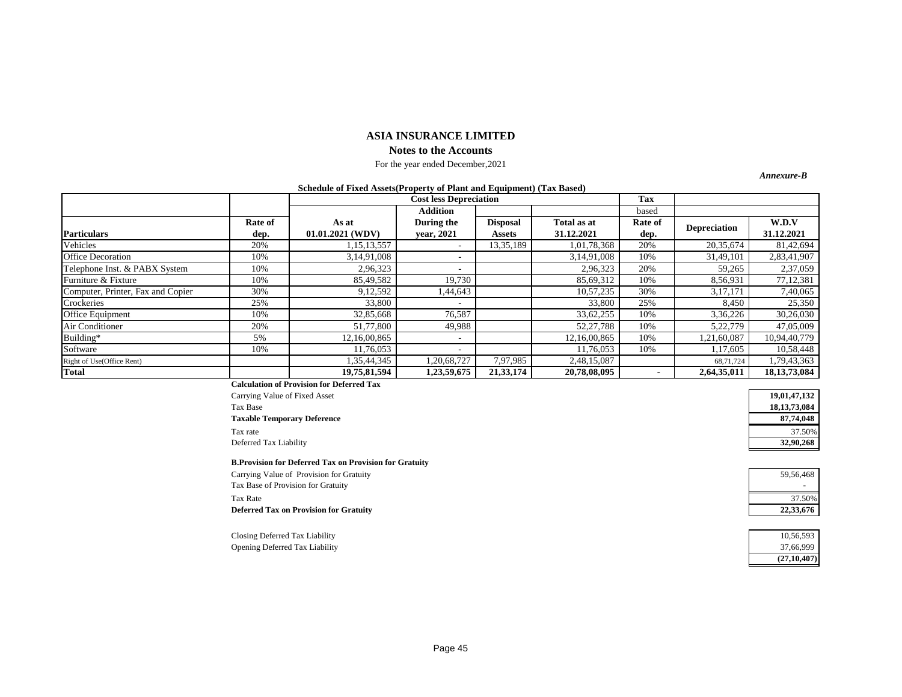# ASIA INSURANCE LIMITED

## Notes to the Accounts

For the year ended December,2021

*Annexure-B*

**Schedule of Fixed Assets(Property of Plant and Equipment) (Tax Based)**

| | | Cost less Depreciation | | | | Tax | | |
|---|---|---|---|---|---|---|---|---|
| | | | Addition | | | based | | |
| **Particulars** | **Rate of dep.** | **As at 01.01.2021 (WDV)** | **During the year, 2021** | **Disposal Assets** | **Total as at 31.12.2021** | **Rate of dep.** | **Depreciation** | **W.D.V 31.12.2021** |
| Vehicles | 20% | 1,15,13,557 | - | 13,35,189 | 1,01,78,368 | 20% | 20,35,674 | 81,42,694 |
| Office Decoration | 10% | 3,14,91,008 | - | | 3,14,91,008 | 10% | 31,49,101 | 2,83,41,907 |
| Telephone Inst. & PABX System | 10% | 2,96,323 | - | | 2,96,323 | 20% | 59,265 | 2,37,059 |
| Furniture & Fixture | 10% | 85,49,582 | 19,730 | | 85,69,312 | 10% | 8,56,931 | 77,12,381 |
| Computer, Printer, Fax and Copier | 30% | 9,12,592 | 1,44,643 | | 10,57,235 | 30% | 3,17,171 | 7,40,065 |
| Crockeries | 25% | 33,800 | - | | 33,800 | 25% | 8,450 | 25,350 |
| Office Equipment | 10% | 32,85,668 | 76,587 | | 33,62,255 | 10% | 3,36,226 | 30,26,030 |
| Air Conditioner | 20% | 51,77,800 | 49,988 | | 52,27,788 | 10% | 5,22,779 | 47,05,009 |
| Building* | 5% | 12,16,00,865 | - | | 12,16,00,865 | 10% | 1,21,60,087 | 10,94,40,779 |
| Software | 10% | 11,76,053 | - | | 11,76,053 | 10% | 1,17,605 | 10,58,448 |
| Right of Use(Office Rent) | | 1,35,44,345 | 1,20,68,727 | 7,97,985 | 2,48,15,087 | | 68,71,724 | 1,79,43,363 |
| **Total** | | **19,75,81,594** | **1,23,59,675** | **21,33,174** | **20,78,08,095** | **-** | **2,64,35,011** | **18,13,73,084** |

**Calculation of Provision for Deferred Tax**

| | |
|---|---|
| Carrying Value of Fixed Asset | **19,01,47,132** |
| Tax Base | **18,13,73,084** |
| **Taxable Temporary Deference** | **87,74,048** |
| Tax rate | 37.50% |
| Deferred Tax Liability | **32,90,268** |

**B.Provision for Deferred Tax on Provision for Gratuity**

| | |
|---|---|
| Carrying Value of Provision for Gratuity | 59,56,468 |
| Tax Base of Provision for Gratuity | - |
| Tax Rate | 37.50% |
| **Deferred Tax on Provision for Gratuity** | **22,33,676** |

| | |
|---|---|
| Closing Deferred Tax Liability | 10,56,593 |
| Opening Deferred Tax Liability | 37,66,999 |
| | **(27,10,407)** |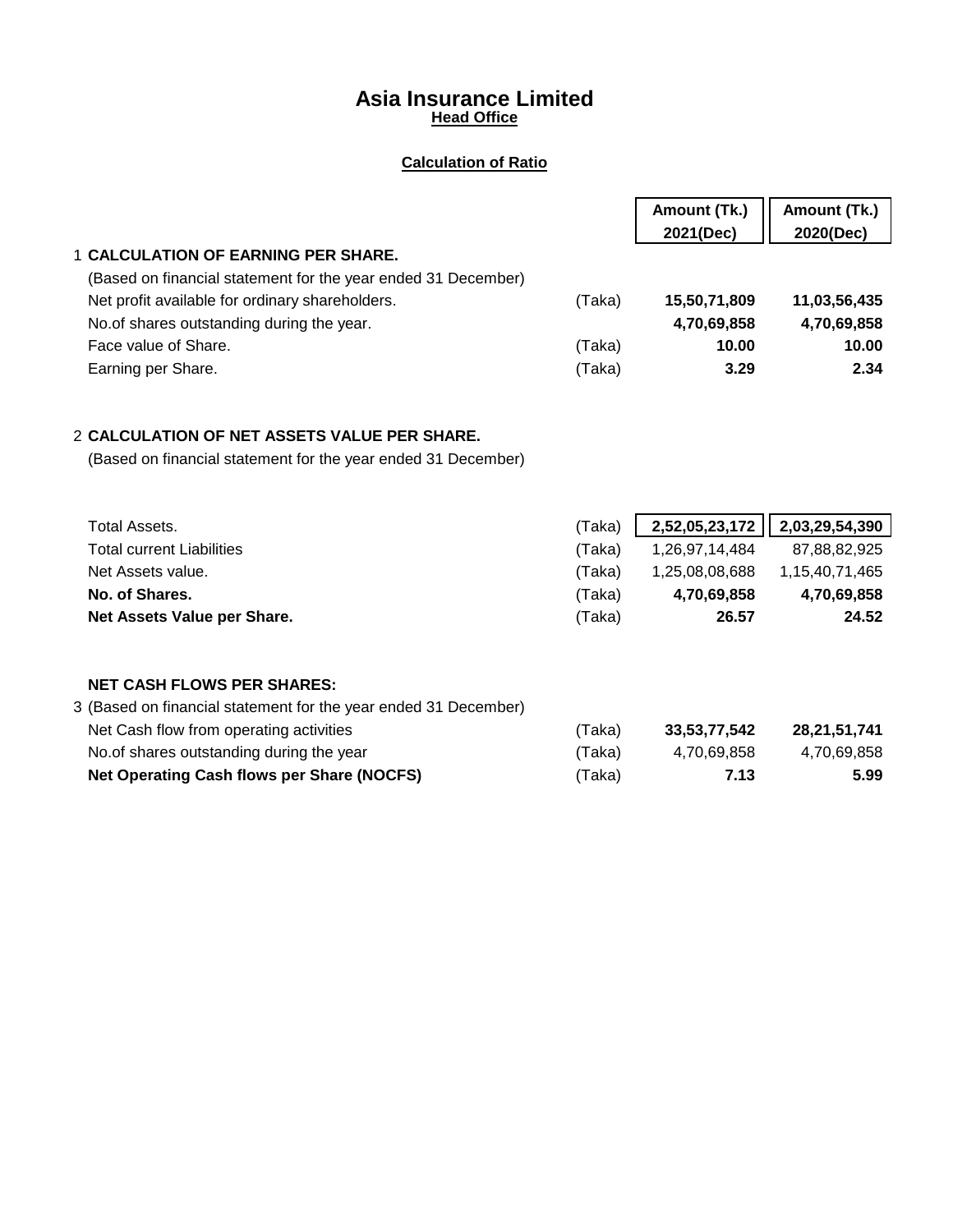# Asia Insurance Limited

**Head Office**

**Calculation of Ratio**

| | | Amount (Tk.) 2021(Dec) | Amount (Tk.) 2020(Dec) |
|---|---|---|---|
| 1 **CALCULATION OF EARNING PER SHARE.** | | | |
| (Based on financial statement for the year ended 31 December) | | | |
| Net profit available for ordinary shareholders. | (Taka) | **15,50,71,809** | **11,03,56,435** |
| No.of shares outstanding during the year. | | **4,70,69,858** | **4,70,69,858** |
| Face value of Share. | (Taka) | **10.00** | **10.00** |
| Earning per Share. | (Taka) | **3.29** | **2.34** |
| | | | |
| 2 **CALCULATION OF NET ASSETS VALUE PER SHARE.** | | | |
| (Based on financial statement for the year ended 31 December) | | | |
| Total Assets. | (Taka) | **2,52,05,23,172** | **2,03,29,54,390** |
| Total current Liabilities | (Taka) | 1,26,97,14,484 | 87,88,82,925 |
| Net Assets value. | (Taka) | 1,25,08,08,688 | 1,15,40,71,465 |
| **No. of Shares.** | (Taka) | **4,70,69,858** | **4,70,69,858** |
| **Net Assets Value per Share.** | (Taka) | **26.57** | **24.52** |
| | | | |
| **NET CASH FLOWS PER SHARES:** | | | |
| 3 (Based on financial statement for the year ended 31 December) | | | |
| Net Cash flow from operating activities | (Taka) | **33,53,77,542** | **28,21,51,741** |
| No.of shares outstanding during the year | (Taka) | 4,70,69,858 | 4,70,69,858 |
| **Net Operating Cash flows per Share (NOCFS)** | (Taka) | **7.13** | **5.99** |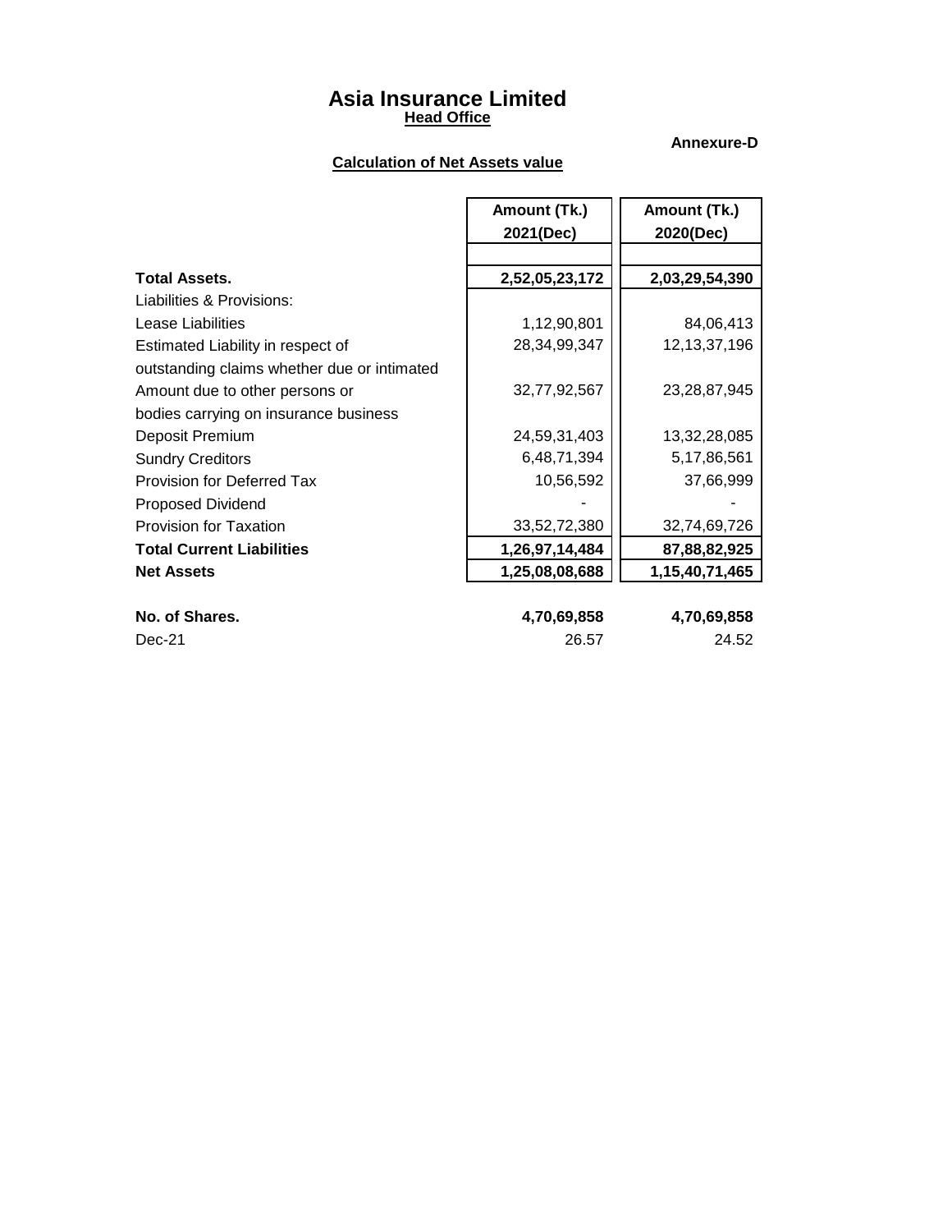# Asia Insurance Limited

**Head Office**

**Annexure-D**

**Calculation of Net Assets value**

| | Amount (Tk.) 2021(Dec) | Amount (Tk.) 2020(Dec) |
|---|---|---|
| **Total Assets.** | **2,52,05,23,172** | **2,03,29,54,390** |
| Liabilities & Provisions: | | |
| Lease Liabilities | 1,12,90,801 | 84,06,413 |
| Estimated Liability in respect of outstanding claims whether due or intimated | 28,34,99,347 | 12,13,37,196 |
| Amount due to other persons or bodies carrying on insurance business | 32,77,92,567 | 23,28,87,945 |
| Deposit Premium | 24,59,31,403 | 13,32,28,085 |
| Sundry Creditors | 6,48,71,394 | 5,17,86,561 |
| Provision for Deferred Tax | 10,56,592 | 37,66,999 |
| Proposed Dividend | - | - |
| Provision for Taxation | 33,52,72,380 | 32,74,69,726 |
| **Total Current Liabilities** | **1,26,97,14,484** | **87,88,82,925** |
| **Net Assets** | **1,25,08,08,688** | **1,15,40,71,465** |
| | | |
| **No. of Shares.** | **4,70,69,858** | **4,70,69,858** |
| Dec-21 | 26.57 | 24.52 |